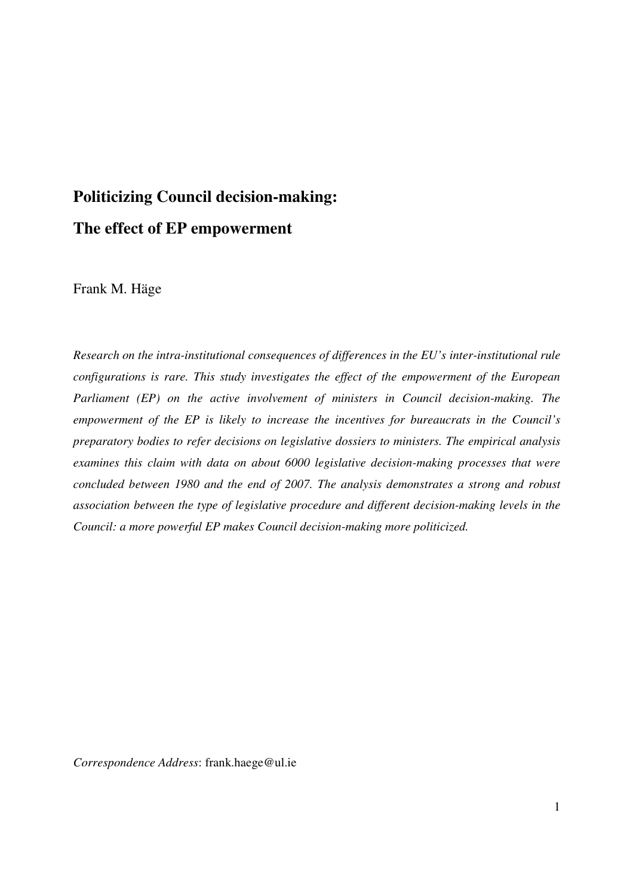# Politicizing Council decision-making:

# The effect of EP empowerment

Frank M. Häge

*Research on the intra-institutional consequences of differences in the EU's inter-institutional rule configurations is rare. This study investigates the effect of the empowerment of the European Parliament (EP) on the active involvement of ministers in Council decision-making. The empowerment of the EP is likely to increase the incentives for bureaucrats in the Council's preparatory bodies to refer decisions on legislative dossiers to ministers. The empirical analysis examines this claim with data on about 6000 legislative decision-making processes that were concluded between 1980 and the end of 2007. The analysis demonstrates a strong and robust association between the type of legislative procedure and different decision-making levels in the Council: a more powerful EP makes Council decision-making more politicized.*

*Correspondence Address*: frank.haege@ul.ie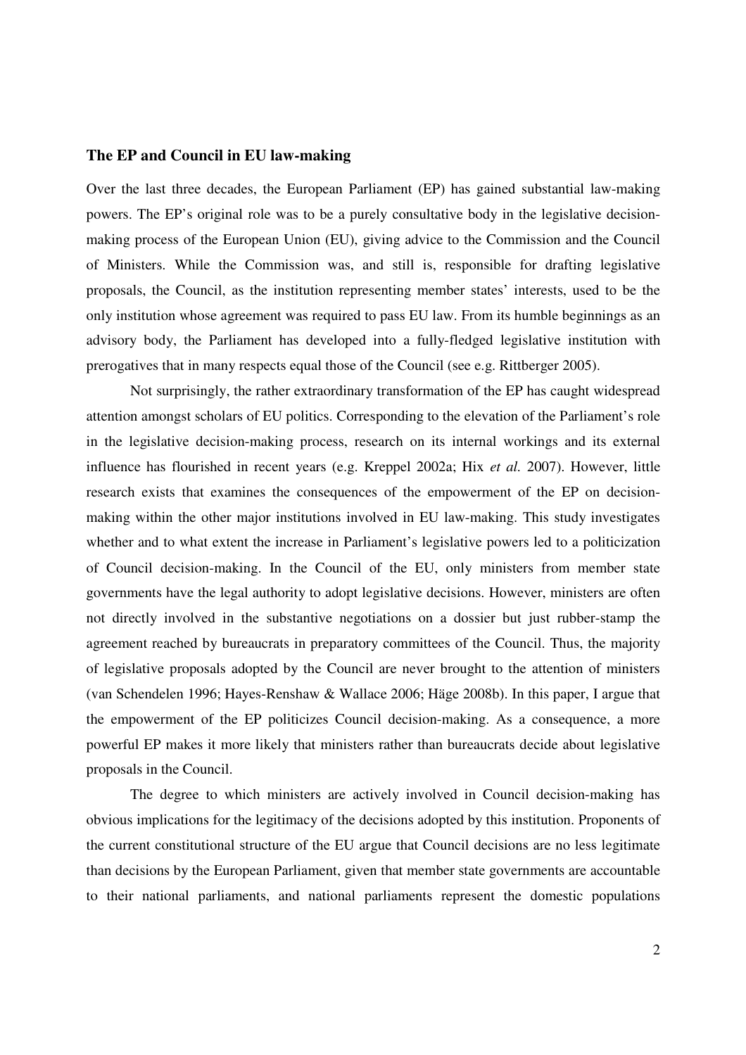## The EP and Council in EU law-making

Over the last three decades, the European Parliament (EP) has gained substantial law-making powers. The EP's original role was to be a purely consultative body in the legislative decision-making process of the European Union (EU), giving advice to the Commission and the Council of Ministers. While the Commission was, and still is, responsible for drafting legislative proposals, the Council, as the institution representing member states' interests, used to be the only institution whose agreement was required to pass EU law. From its humble beginnings as an advisory body, the Parliament has developed into a fully-fledged legislative institution with prerogatives that in many respects equal those of the Council (see e.g. Rittberger 2005).

Not surprisingly, the rather extraordinary transformation of the EP has caught widespread attention amongst scholars of EU politics. Corresponding to the elevation of the Parliament's role in the legislative decision-making process, research on its internal workings and its external influence has flourished in recent years (e.g. Kreppel 2002a; Hix *et al.* 2007). However, little research exists that examines the consequences of the empowerment of the EP on decision-making within the other major institutions involved in EU law-making. This study investigates whether and to what extent the increase in Parliament's legislative powers led to a politicization of Council decision-making. In the Council of the EU, only ministers from member state governments have the legal authority to adopt legislative decisions. However, ministers are often not directly involved in the substantive negotiations on a dossier but just rubber-stamp the agreement reached by bureaucrats in preparatory committees of the Council. Thus, the majority of legislative proposals adopted by the Council are never brought to the attention of ministers (van Schendelen 1996; Hayes-Renshaw & Wallace 2006; Häge 2008b). In this paper, I argue that the empowerment of the EP politicizes Council decision-making. As a consequence, a more powerful EP makes it more likely that ministers rather than bureaucrats decide about legislative proposals in the Council.

The degree to which ministers are actively involved in Council decision-making has obvious implications for the legitimacy of the decisions adopted by this institution. Proponents of the current constitutional structure of the EU argue that Council decisions are no less legitimate than decisions by the European Parliament, given that member state governments are accountable to their national parliaments, and national parliaments represent the domestic populations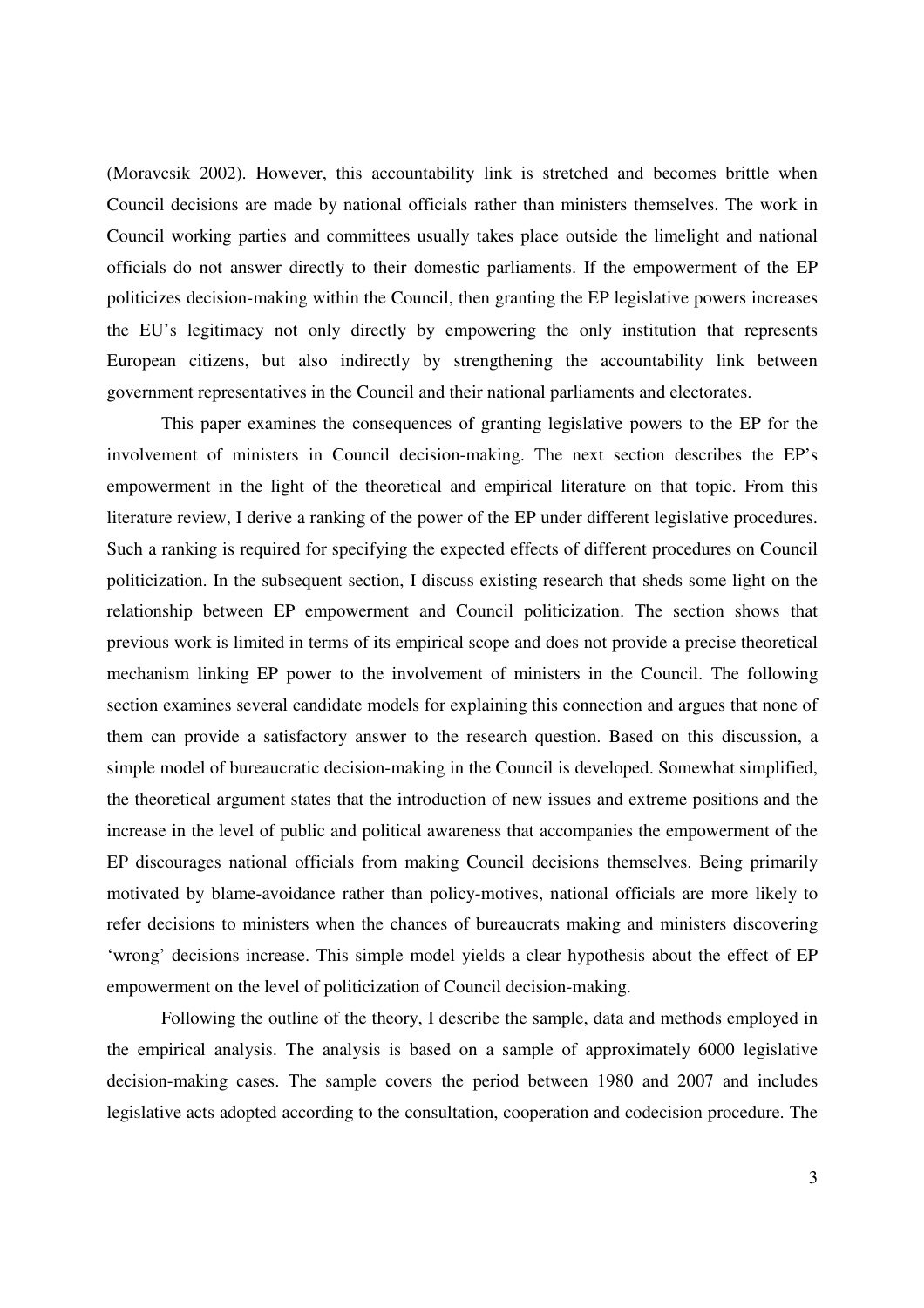(Moravcsik 2002). However, this accountability link is stretched and becomes brittle when Council decisions are made by national officials rather than ministers themselves. The work in Council working parties and committees usually takes place outside the limelight and national officials do not answer directly to their domestic parliaments. If the empowerment of the EP politicizes decision-making within the Council, then granting the EP legislative powers increases the EU's legitimacy not only directly by empowering the only institution that represents European citizens, but also indirectly by strengthening the accountability link between government representatives in the Council and their national parliaments and electorates.

This paper examines the consequences of granting legislative powers to the EP for the involvement of ministers in Council decision-making. The next section describes the EP's empowerment in the light of the theoretical and empirical literature on that topic. From this literature review, I derive a ranking of the power of the EP under different legislative procedures. Such a ranking is required for specifying the expected effects of different procedures on Council politicization. In the subsequent section, I discuss existing research that sheds some light on the relationship between EP empowerment and Council politicization. The section shows that previous work is limited in terms of its empirical scope and does not provide a precise theoretical mechanism linking EP power to the involvement of ministers in the Council. The following section examines several candidate models for explaining this connection and argues that none of them can provide a satisfactory answer to the research question. Based on this discussion, a simple model of bureaucratic decision-making in the Council is developed. Somewhat simplified, the theoretical argument states that the introduction of new issues and extreme positions and the increase in the level of public and political awareness that accompanies the empowerment of the EP discourages national officials from making Council decisions themselves. Being primarily motivated by blame-avoidance rather than policy-motives, national officials are more likely to refer decisions to ministers when the chances of bureaucrats making and ministers discovering 'wrong' decisions increase. This simple model yields a clear hypothesis about the effect of EP empowerment on the level of politicization of Council decision-making.

Following the outline of the theory, I describe the sample, data and methods employed in the empirical analysis. The analysis is based on a sample of approximately 6000 legislative decision-making cases. The sample covers the period between 1980 and 2007 and includes legislative acts adopted according to the consultation, cooperation and codecision procedure. The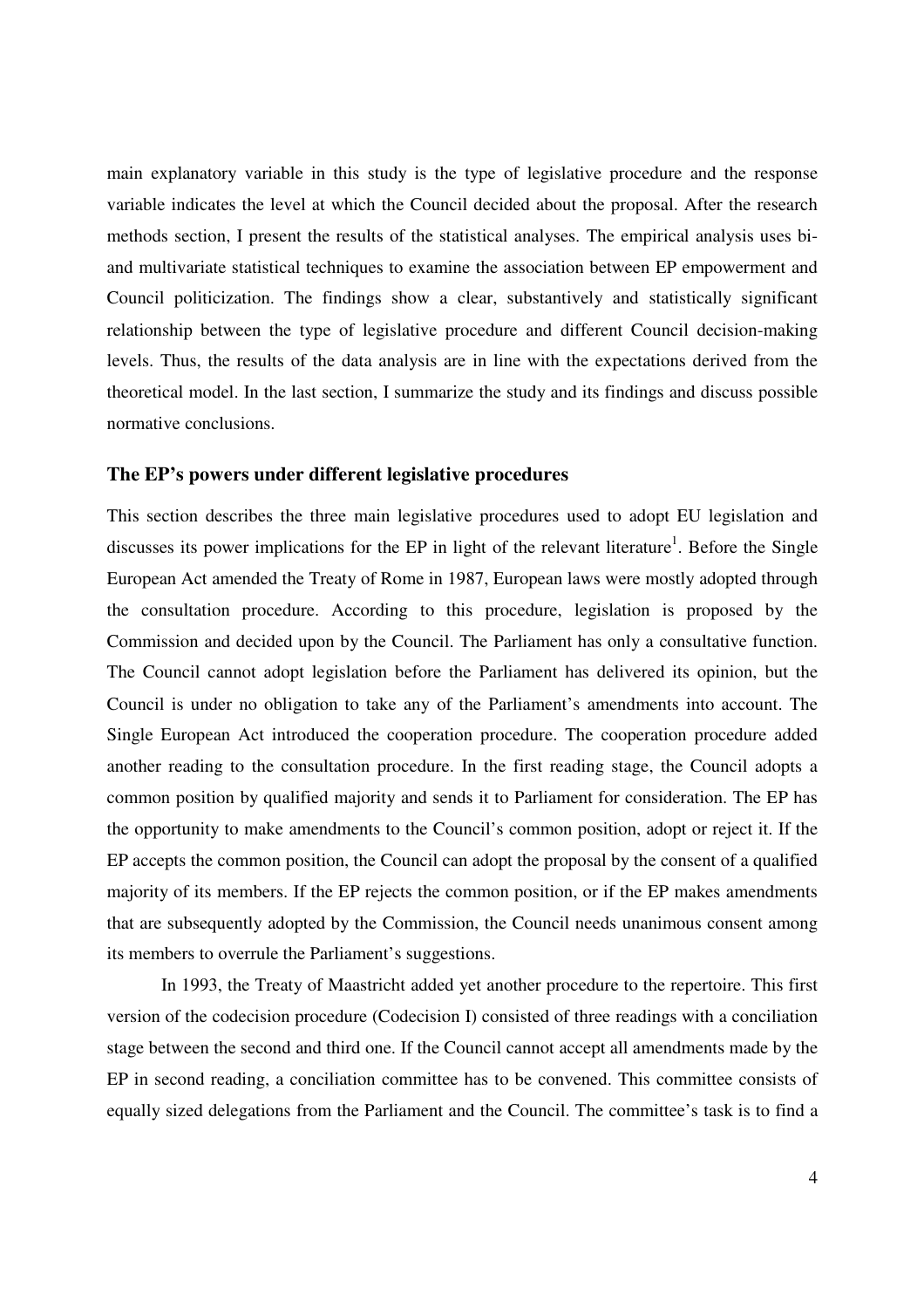main explanatory variable in this study is the type of legislative procedure and the response variable indicates the level at which the Council decided about the proposal. After the research methods section, I present the results of the statistical analyses. The empirical analysis uses bi- and multivariate statistical techniques to examine the association between EP empowerment and Council politicization. The findings show a clear, substantively and statistically significant relationship between the type of legislative procedure and different Council decision-making levels. Thus, the results of the data analysis are in line with the expectations derived from the theoretical model. In the last section, I summarize the study and its findings and discuss possible normative conclusions.

## The EP's powers under different legislative procedures

This section describes the three main legislative procedures used to adopt EU legislation and discusses its power implications for the EP in light of the relevant literature[1]. Before the Single European Act amended the Treaty of Rome in 1987, European laws were mostly adopted through the consultation procedure. According to this procedure, legislation is proposed by the Commission and decided upon by the Council. The Parliament has only a consultative function. The Council cannot adopt legislation before the Parliament has delivered its opinion, but the Council is under no obligation to take any of the Parliament's amendments into account. The Single European Act introduced the cooperation procedure. The cooperation procedure added another reading to the consultation procedure. In the first reading stage, the Council adopts a common position by qualified majority and sends it to Parliament for consideration. The EP has the opportunity to make amendments to the Council's common position, adopt or reject it. If the EP accepts the common position, the Council can adopt the proposal by the consent of a qualified majority of its members. If the EP rejects the common position, or if the EP makes amendments that are subsequently adopted by the Commission, the Council needs unanimous consent among its members to overrule the Parliament's suggestions.

In 1993, the Treaty of Maastricht added yet another procedure to the repertoire. This first version of the codecision procedure (Codecision I) consisted of three readings with a conciliation stage between the second and third one. If the Council cannot accept all amendments made by the EP in second reading, a conciliation committee has to be convened. This committee consists of equally sized delegations from the Parliament and the Council. The committee's task is to find a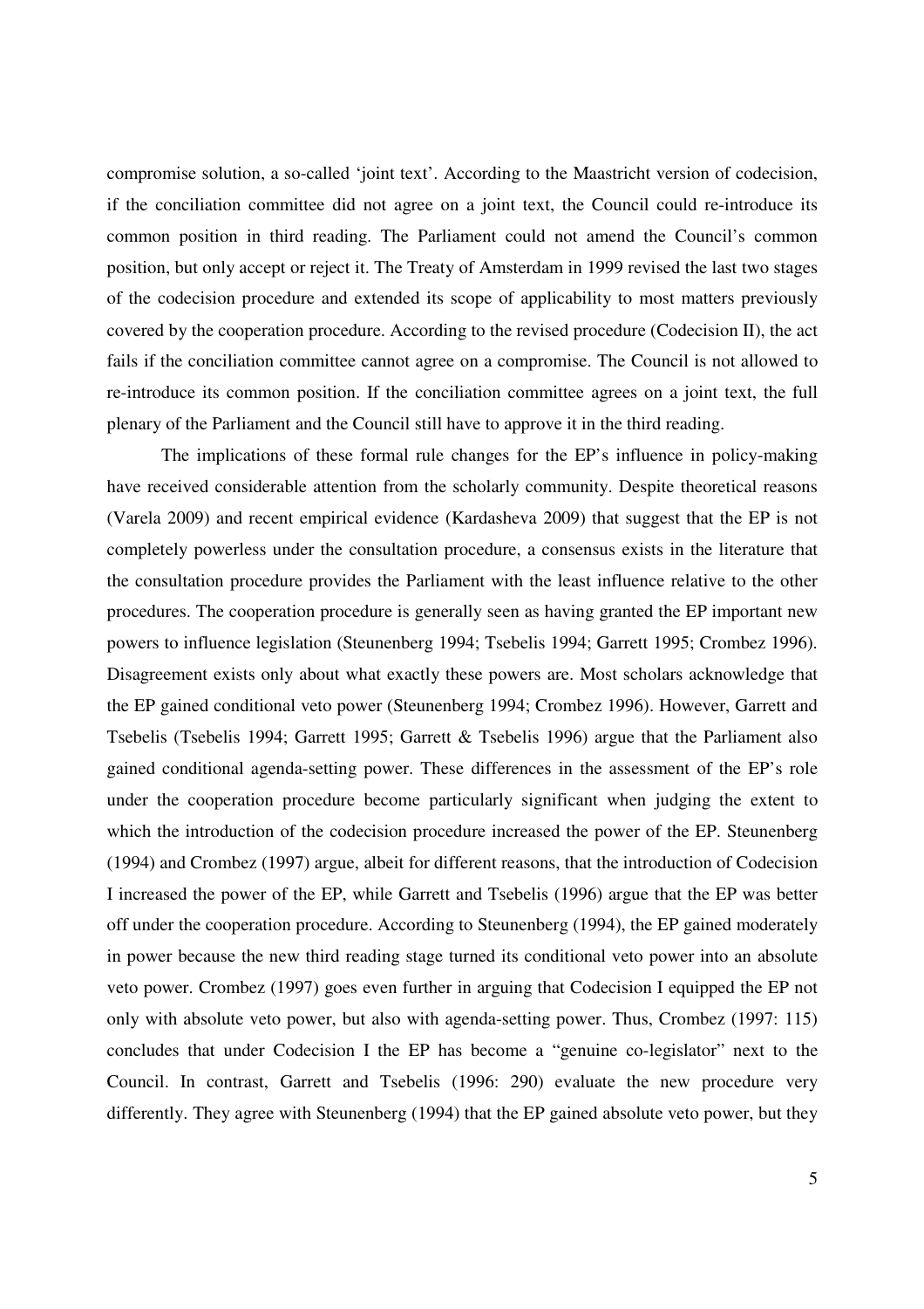compromise solution, a so-called 'joint text'. According to the Maastricht version of codecision, if the conciliation committee did not agree on a joint text, the Council could re-introduce its common position in third reading. The Parliament could not amend the Council's common position, but only accept or reject it. The Treaty of Amsterdam in 1999 revised the last two stages of the codecision procedure and extended its scope of applicability to most matters previously covered by the cooperation procedure. According to the revised procedure (Codecision II), the act fails if the conciliation committee cannot agree on a compromise. The Council is not allowed to re-introduce its common position. If the conciliation committee agrees on a joint text, the full plenary of the Parliament and the Council still have to approve it in the third reading.

The implications of these formal rule changes for the EP's influence in policy-making have received considerable attention from the scholarly community. Despite theoretical reasons (Varela 2009) and recent empirical evidence (Kardasheva 2009) that suggest that the EP is not completely powerless under the consultation procedure, a consensus exists in the literature that the consultation procedure provides the Parliament with the least influence relative to the other procedures. The cooperation procedure is generally seen as having granted the EP important new powers to influence legislation (Steunenberg 1994; Tsebelis 1994; Garrett 1995; Crombez 1996). Disagreement exists only about what exactly these powers are. Most scholars acknowledge that the EP gained conditional veto power (Steunenberg 1994; Crombez 1996). However, Garrett and Tsebelis (Tsebelis 1994; Garrett 1995; Garrett & Tsebelis 1996) argue that the Parliament also gained conditional agenda-setting power. These differences in the assessment of the EP's role under the cooperation procedure become particularly significant when judging the extent to which the introduction of the codecision procedure increased the power of the EP. Steunenberg (1994) and Crombez (1997) argue, albeit for different reasons, that the introduction of Codecision I increased the power of the EP, while Garrett and Tsebelis (1996) argue that the EP was better off under the cooperation procedure. According to Steunenberg (1994), the EP gained moderately in power because the new third reading stage turned its conditional veto power into an absolute veto power. Crombez (1997) goes even further in arguing that Codecision I equipped the EP not only with absolute veto power, but also with agenda-setting power. Thus, Crombez (1997: 115) concludes that under Codecision I the EP has become a "genuine co-legislator" next to the Council. In contrast, Garrett and Tsebelis (1996: 290) evaluate the new procedure very differently. They agree with Steunenberg (1994) that the EP gained absolute veto power, but they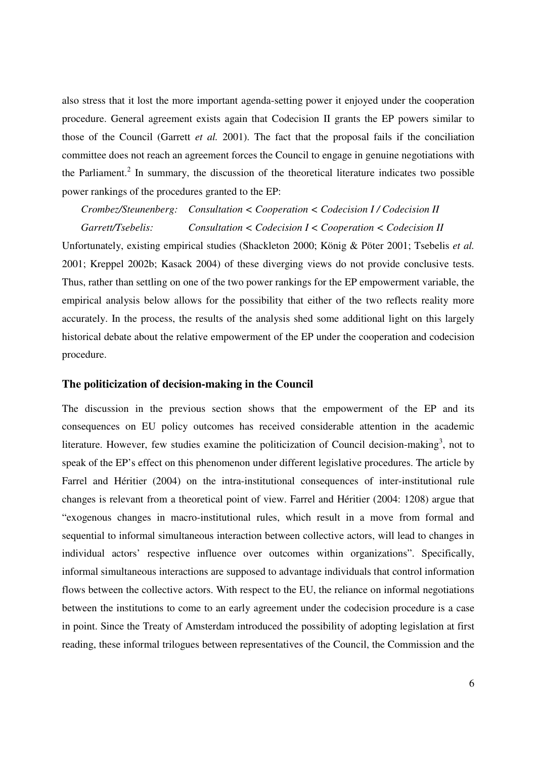also stress that it lost the more important agenda-setting power it enjoyed under the cooperation procedure. General agreement exists again that Codecision II grants the EP powers similar to those of the Council (Garrett *et al.* 2001). The fact that the proposal fails if the conciliation committee does not reach an agreement forces the Council to engage in genuine negotiations with the Parliament.[2] In summary, the discussion of the theoretical literature indicates two possible power rankings of the procedures granted to the EP:

*Crombez/Steunenberg: Consultation < Cooperation < Codecision I / Codecision II*

*Garrett/Tsebelis: Consultation < Codecision I < Cooperation < Codecision II*

Unfortunately, existing empirical studies (Shackleton 2000; König & Pöter 2001; Tsebelis *et al.* 2001; Kreppel 2002b; Kasack 2004) of these diverging views do not provide conclusive tests. Thus, rather than settling on one of the two power rankings for the EP empowerment variable, the empirical analysis below allows for the possibility that either of the two reflects reality more accurately. In the process, the results of the analysis shed some additional light on this largely historical debate about the relative empowerment of the EP under the cooperation and codecision procedure.

## The politicization of decision-making in the Council

The discussion in the previous section shows that the empowerment of the EP and its consequences on EU policy outcomes has received considerable attention in the academic literature. However, few studies examine the politicization of Council decision-making[3], not to speak of the EP's effect on this phenomenon under different legislative procedures. The article by Farrel and Héritier (2004) on the intra-institutional consequences of inter-institutional rule changes is relevant from a theoretical point of view. Farrel and Héritier (2004: 1208) argue that "exogenous changes in macro-institutional rules, which result in a move from formal and sequential to informal simultaneous interaction between collective actors, will lead to changes in individual actors' respective influence over outcomes within organizations". Specifically, informal simultaneous interactions are supposed to advantage individuals that control information flows between the collective actors. With respect to the EU, the reliance on informal negotiations between the institutions to come to an early agreement under the codecision procedure is a case in point. Since the Treaty of Amsterdam introduced the possibility of adopting legislation at first reading, these informal trilogues between representatives of the Council, the Commission and the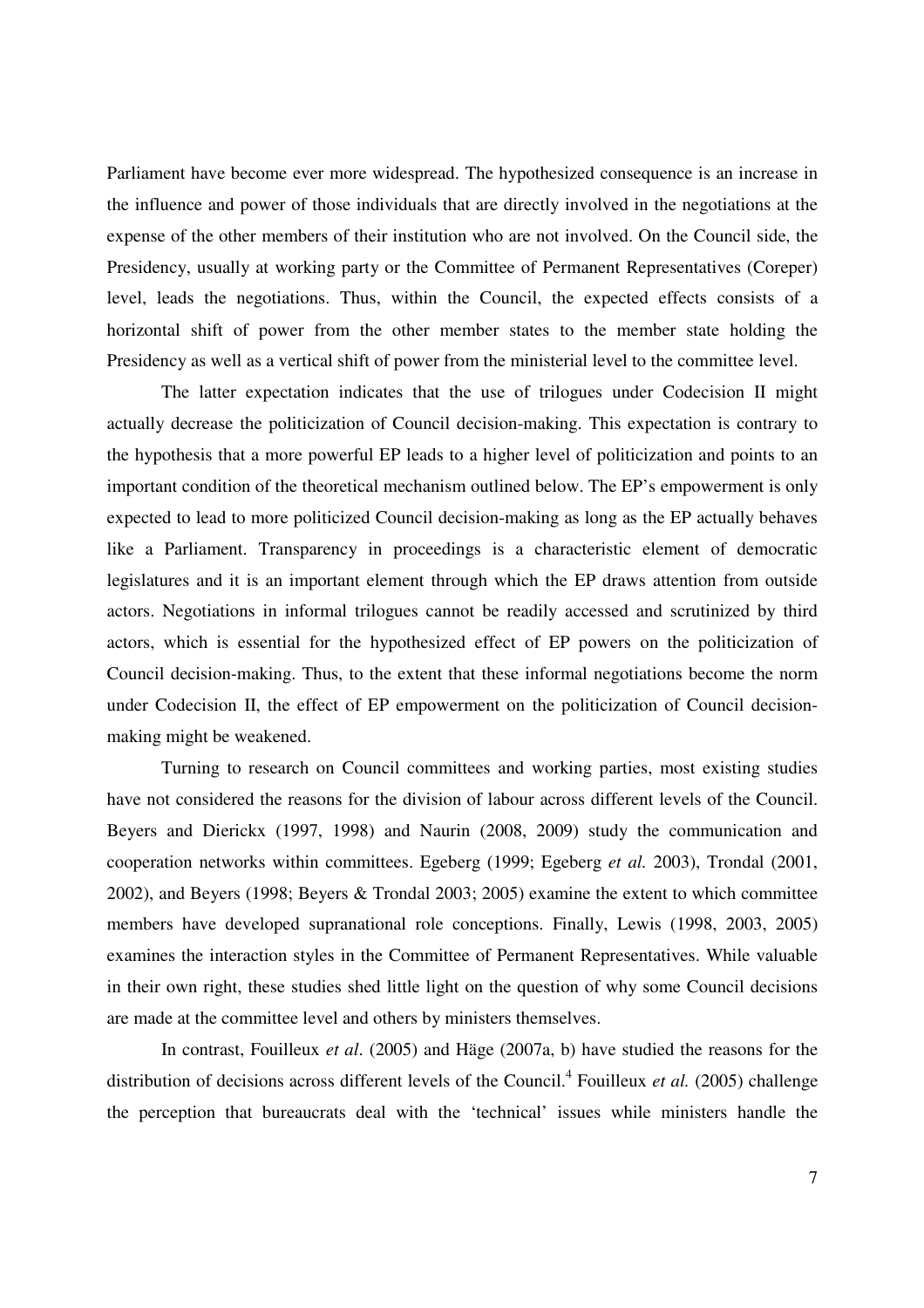Parliament have become ever more widespread. The hypothesized consequence is an increase in the influence and power of those individuals that are directly involved in the negotiations at the expense of the other members of their institution who are not involved. On the Council side, the Presidency, usually at working party or the Committee of Permanent Representatives (Coreper) level, leads the negotiations. Thus, within the Council, the expected effects consists of a horizontal shift of power from the other member states to the member state holding the Presidency as well as a vertical shift of power from the ministerial level to the committee level.

The latter expectation indicates that the use of trilogues under Codecision II might actually decrease the politicization of Council decision-making. This expectation is contrary to the hypothesis that a more powerful EP leads to a higher level of politicization and points to an important condition of the theoretical mechanism outlined below. The EP's empowerment is only expected to lead to more politicized Council decision-making as long as the EP actually behaves like a Parliament. Transparency in proceedings is a characteristic element of democratic legislatures and it is an important element through which the EP draws attention from outside actors. Negotiations in informal trilogues cannot be readily accessed and scrutinized by third actors, which is essential for the hypothesized effect of EP powers on the politicization of Council decision-making. Thus, to the extent that these informal negotiations become the norm under Codecision II, the effect of EP empowerment on the politicization of Council decision-making might be weakened.

Turning to research on Council committees and working parties, most existing studies have not considered the reasons for the division of labour across different levels of the Council. Beyers and Dierickx (1997, 1998) and Naurin (2008, 2009) study the communication and cooperation networks within committees. Egeberg (1999; Egeberg *et al.* 2003), Trondal (2001, 2002), and Beyers (1998; Beyers & Trondal 2003; 2005) examine the extent to which committee members have developed supranational role conceptions. Finally, Lewis (1998, 2003, 2005) examines the interaction styles in the Committee of Permanent Representatives. While valuable in their own right, these studies shed little light on the question of why some Council decisions are made at the committee level and others by ministers themselves.

In contrast, Fouilleux *et al*. (2005) and Häge (2007a, b) have studied the reasons for the distribution of decisions across different levels of the Council.[4] Fouilleux *et al.* (2005) challenge the perception that bureaucrats deal with the 'technical' issues while ministers handle the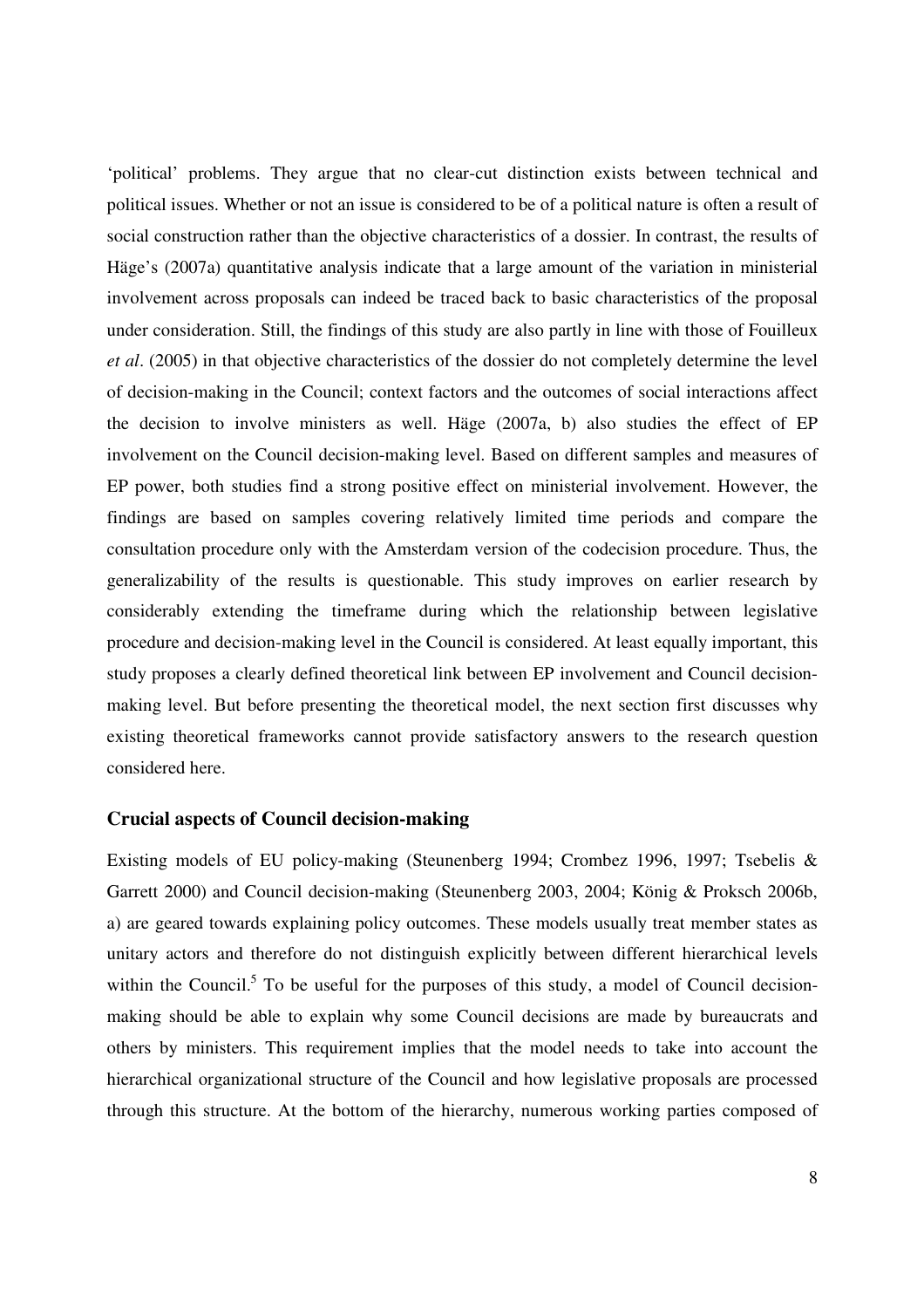'political' problems. They argue that no clear-cut distinction exists between technical and political issues. Whether or not an issue is considered to be of a political nature is often a result of social construction rather than the objective characteristics of a dossier. In contrast, the results of Häge's (2007a) quantitative analysis indicate that a large amount of the variation in ministerial involvement across proposals can indeed be traced back to basic characteristics of the proposal under consideration. Still, the findings of this study are also partly in line with those of Fouilleux *et al*. (2005) in that objective characteristics of the dossier do not completely determine the level of decision-making in the Council; context factors and the outcomes of social interactions affect the decision to involve ministers as well. Häge (2007a, b) also studies the effect of EP involvement on the Council decision-making level. Based on different samples and measures of EP power, both studies find a strong positive effect on ministerial involvement. However, the findings are based on samples covering relatively limited time periods and compare the consultation procedure only with the Amsterdam version of the codecision procedure. Thus, the generalizability of the results is questionable. This study improves on earlier research by considerably extending the timeframe during which the relationship between legislative procedure and decision-making level in the Council is considered. At least equally important, this study proposes a clearly defined theoretical link between EP involvement and Council decision-making level. But before presenting the theoretical model, the next section first discusses why existing theoretical frameworks cannot provide satisfactory answers to the research question considered here.

## Crucial aspects of Council decision-making

Existing models of EU policy-making (Steunenberg 1994; Crombez 1996, 1997; Tsebelis & Garrett 2000) and Council decision-making (Steunenberg 2003, 2004; König & Proksch 2006b, a) are geared towards explaining policy outcomes. These models usually treat member states as unitary actors and therefore do not distinguish explicitly between different hierarchical levels within the Council.[5] To be useful for the purposes of this study, a model of Council decision-making should be able to explain why some Council decisions are made by bureaucrats and others by ministers. This requirement implies that the model needs to take into account the hierarchical organizational structure of the Council and how legislative proposals are processed through this structure. At the bottom of the hierarchy, numerous working parties composed of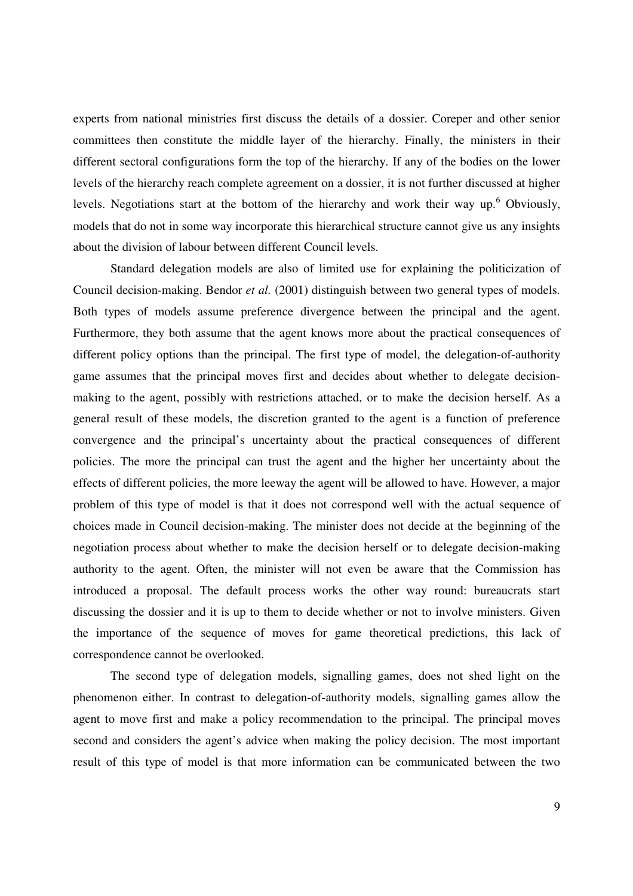experts from national ministries first discuss the details of a dossier. Coreper and other senior committees then constitute the middle layer of the hierarchy. Finally, the ministers in their different sectoral configurations form the top of the hierarchy. If any of the bodies on the lower levels of the hierarchy reach complete agreement on a dossier, it is not further discussed at higher levels. Negotiations start at the bottom of the hierarchy and work their way up.[6] Obviously, models that do not in some way incorporate this hierarchical structure cannot give us any insights about the division of labour between different Council levels.

Standard delegation models are also of limited use for explaining the politicization of Council decision-making. Bendor *et al.* (2001) distinguish between two general types of models. Both types of models assume preference divergence between the principal and the agent. Furthermore, they both assume that the agent knows more about the practical consequences of different policy options than the principal. The first type of model, the delegation-of-authority game assumes that the principal moves first and decides about whether to delegate decision-making to the agent, possibly with restrictions attached, or to make the decision herself. As a general result of these models, the discretion granted to the agent is a function of preference convergence and the principal's uncertainty about the practical consequences of different policies. The more the principal can trust the agent and the higher her uncertainty about the effects of different policies, the more leeway the agent will be allowed to have. However, a major problem of this type of model is that it does not correspond well with the actual sequence of choices made in Council decision-making. The minister does not decide at the beginning of the negotiation process about whether to make the decision herself or to delegate decision-making authority to the agent. Often, the minister will not even be aware that the Commission has introduced a proposal. The default process works the other way round: bureaucrats start discussing the dossier and it is up to them to decide whether or not to involve ministers. Given the importance of the sequence of moves for game theoretical predictions, this lack of correspondence cannot be overlooked.

The second type of delegation models, signalling games, does not shed light on the phenomenon either. In contrast to delegation-of-authority models, signalling games allow the agent to move first and make a policy recommendation to the principal. The principal moves second and considers the agent's advice when making the policy decision. The most important result of this type of model is that more information can be communicated between the two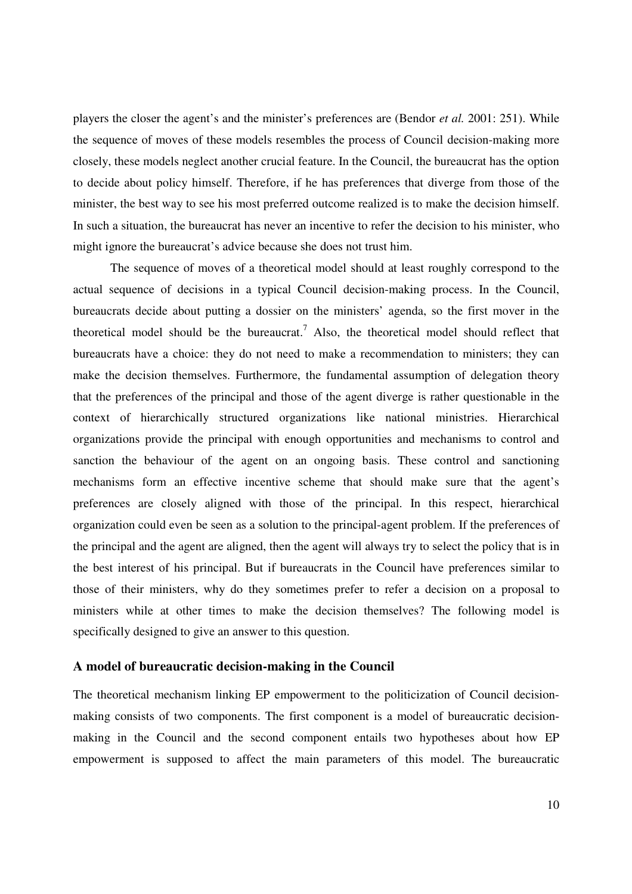players the closer the agent's and the minister's preferences are (Bendor *et al.* 2001: 251). While the sequence of moves of these models resembles the process of Council decision-making more closely, these models neglect another crucial feature. In the Council, the bureaucrat has the option to decide about policy himself. Therefore, if he has preferences that diverge from those of the minister, the best way to see his most preferred outcome realized is to make the decision himself. In such a situation, the bureaucrat has never an incentive to refer the decision to his minister, who might ignore the bureaucrat's advice because she does not trust him.

The sequence of moves of a theoretical model should at least roughly correspond to the actual sequence of decisions in a typical Council decision-making process. In the Council, bureaucrats decide about putting a dossier on the ministers' agenda, so the first mover in the theoretical model should be the bureaucrat.[7] Also, the theoretical model should reflect that bureaucrats have a choice: they do not need to make a recommendation to ministers; they can make the decision themselves. Furthermore, the fundamental assumption of delegation theory that the preferences of the principal and those of the agent diverge is rather questionable in the context of hierarchically structured organizations like national ministries. Hierarchical organizations provide the principal with enough opportunities and mechanisms to control and sanction the behaviour of the agent on an ongoing basis. These control and sanctioning mechanisms form an effective incentive scheme that should make sure that the agent's preferences are closely aligned with those of the principal. In this respect, hierarchical organization could even be seen as a solution to the principal-agent problem. If the preferences of the principal and the agent are aligned, then the agent will always try to select the policy that is in the best interest of his principal. But if bureaucrats in the Council have preferences similar to those of their ministers, why do they sometimes prefer to refer a decision on a proposal to ministers while at other times to make the decision themselves? The following model is specifically designed to give an answer to this question.

## A model of bureaucratic decision-making in the Council

The theoretical mechanism linking EP empowerment to the politicization of Council decision-making consists of two components. The first component is a model of bureaucratic decision-making in the Council and the second component entails two hypotheses about how EP empowerment is supposed to affect the main parameters of this model. The bureaucratic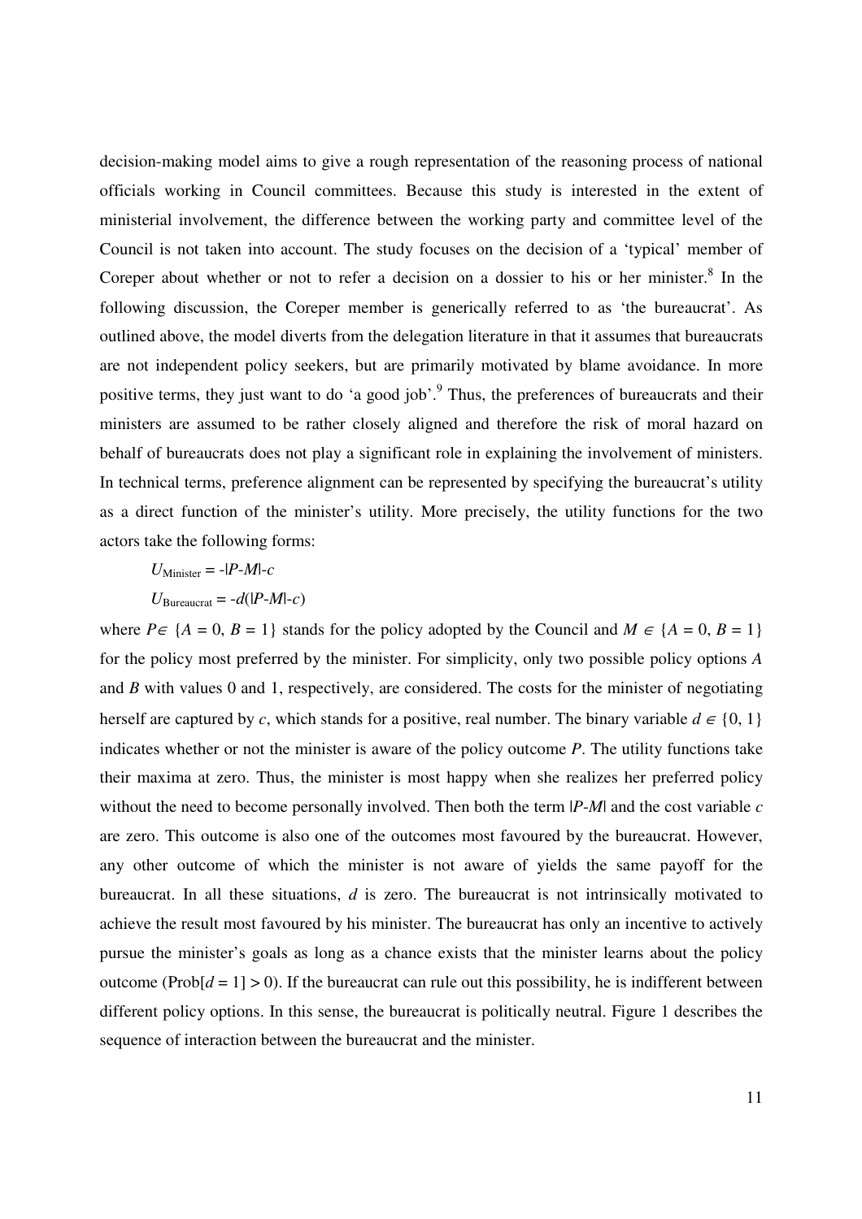decision-making model aims to give a rough representation of the reasoning process of national officials working in Council committees. Because this study is interested in the extent of ministerial involvement, the difference between the working party and committee level of the Council is not taken into account. The study focuses on the decision of a 'typical' member of Coreper about whether or not to refer a decision on a dossier to his or her minister.[8] In the following discussion, the Coreper member is generically referred to as 'the bureaucrat'. As outlined above, the model diverts from the delegation literature in that it assumes that bureaucrats are not independent policy seekers, but are primarily motivated by blame avoidance. In more positive terms, they just want to do 'a good job'.[9] Thus, the preferences of bureaucrats and their ministers are assumed to be rather closely aligned and therefore the risk of moral hazard on behalf of bureaucrats does not play a significant role in explaining the involvement of ministers. In technical terms, preference alignment can be represented by specifying the bureaucrat's utility as a direct function of the minister's utility. More precisely, the utility functions for the two actors take the following forms:

$$U_{\text{Minister}} = -|P-M|-c$$

$$U_{\text{Bureaucrat}} = -d(|P-M|-c)$$

where $P \in \{A = 0, B = 1\}$ stands for the policy adopted by the Council and $M \in \{A = 0, B = 1\}$ for the policy most preferred by the minister. For simplicity, only two possible policy options $A$ and $B$ with values 0 and 1, respectively, are considered. The costs for the minister of negotiating herself are captured by $c$, which stands for a positive, real number. The binary variable $d \in \{0, 1\}$ indicates whether or not the minister is aware of the policy outcome $P$. The utility functions take their maxima at zero. Thus, the minister is most happy when she realizes her preferred policy without the need to become personally involved. Then both the term $|P-M|$ and the cost variable $c$ are zero. This outcome is also one of the outcomes most favoured by the bureaucrat. However, any other outcome of which the minister is not aware of yields the same payoff for the bureaucrat. In all these situations, $d$ is zero. The bureaucrat is not intrinsically motivated to achieve the result most favoured by his minister. The bureaucrat has only an incentive to actively pursue the minister's goals as long as a chance exists that the minister learns about the policy outcome ($\text{Prob}[d = 1] > 0$). If the bureaucrat can rule out this possibility, he is indifferent between different policy options. In this sense, the bureaucrat is politically neutral. Figure 1 describes the sequence of interaction between the bureaucrat and the minister.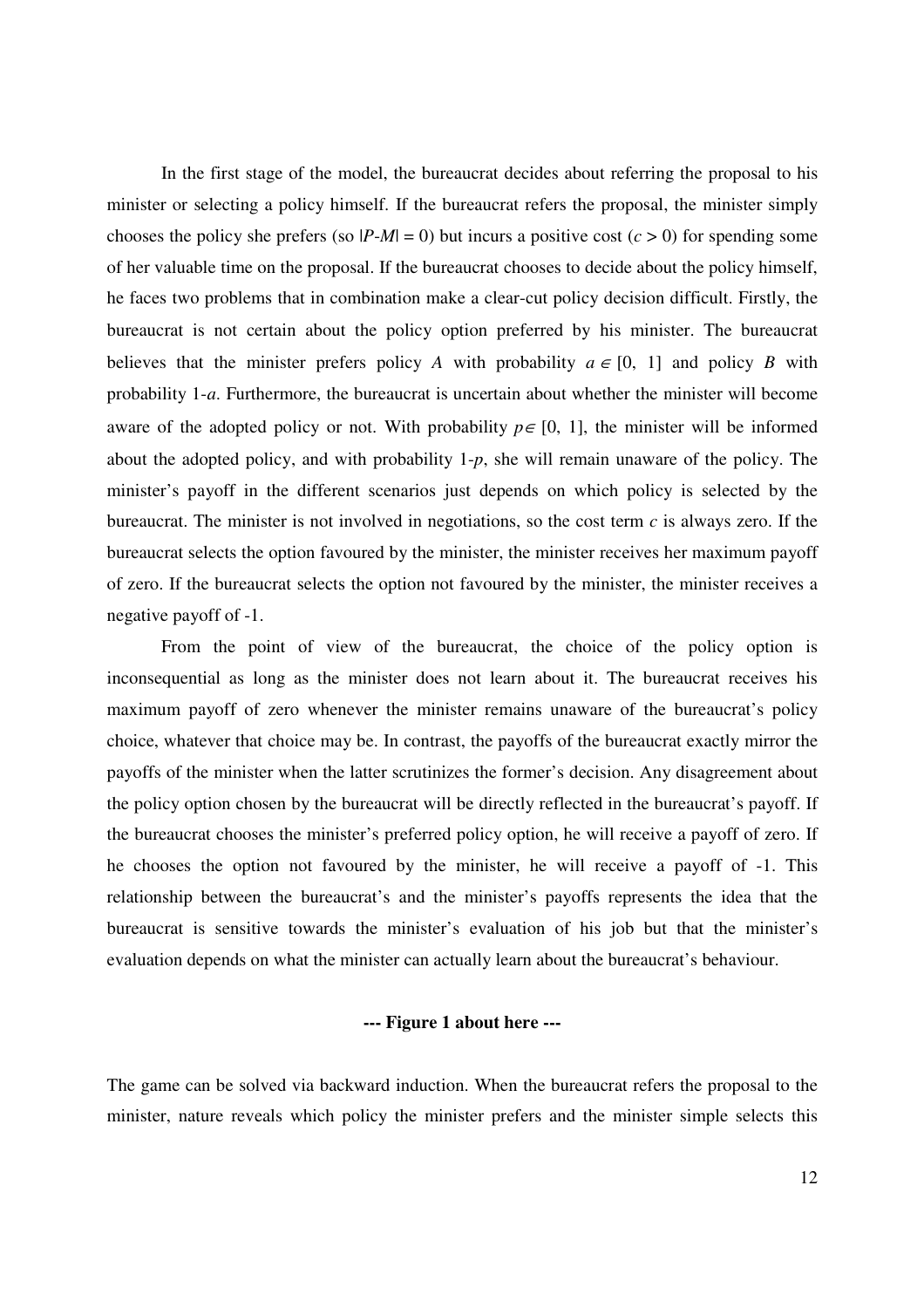In the first stage of the model, the bureaucrat decides about referring the proposal to his minister or selecting a policy himself. If the bureaucrat refers the proposal, the minister simply chooses the policy she prefers (so $|P\text{-}M| = 0$) but incurs a positive cost ($c > 0$) for spending some of her valuable time on the proposal. If the bureaucrat chooses to decide about the policy himself, he faces two problems that in combination make a clear-cut policy decision difficult. Firstly, the bureaucrat is not certain about the policy option preferred by his minister. The bureaucrat believes that the minister prefers policy *A* with probability $a \in [0, 1]$ and policy *B* with probability $1\text{-}a$. Furthermore, the bureaucrat is uncertain about whether the minister will become aware of the adopted policy or not. With probability $p \in [0, 1]$, the minister will be informed about the adopted policy, and with probability $1\text{-}p$, she will remain unaware of the policy. The minister's payoff in the different scenarios just depends on which policy is selected by the bureaucrat. The minister is not involved in negotiations, so the cost term $c$ is always zero. If the bureaucrat selects the option favoured by the minister, the minister receives her maximum payoff of zero. If the bureaucrat selects the option not favoured by the minister, the minister receives a negative payoff of -1.

From the point of view of the bureaucrat, the choice of the policy option is inconsequential as long as the minister does not learn about it. The bureaucrat receives his maximum payoff of zero whenever the minister remains unaware of the bureaucrat's policy choice, whatever that choice may be. In contrast, the payoffs of the bureaucrat exactly mirror the payoffs of the minister when the latter scrutinizes the former's decision. Any disagreement about the policy option chosen by the bureaucrat will be directly reflected in the bureaucrat's payoff. If the bureaucrat chooses the minister's preferred policy option, he will receive a payoff of zero. If he chooses the option not favoured by the minister, he will receive a payoff of -1. This relationship between the bureaucrat's and the minister's payoffs represents the idea that the bureaucrat is sensitive towards the minister's evaluation of his job but that the minister's evaluation depends on what the minister can actually learn about the bureaucrat's behaviour.

**--- Figure 1 about here ---**

The game can be solved via backward induction. When the bureaucrat refers the proposal to the minister, nature reveals which policy the minister prefers and the minister simple selects this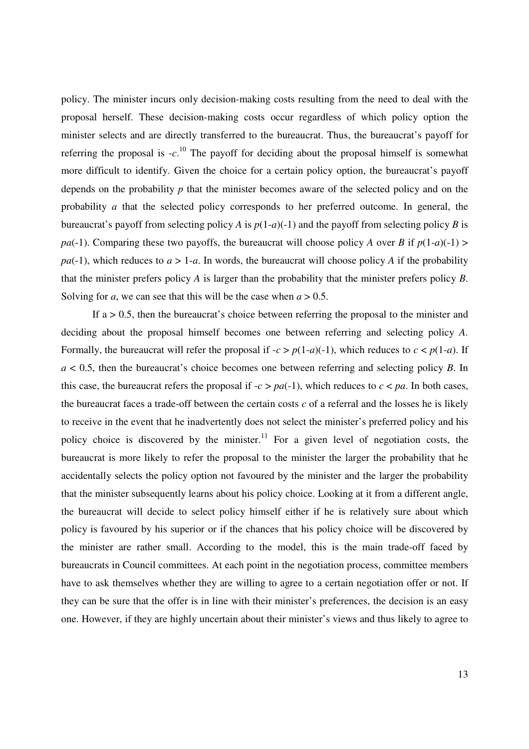policy. The minister incurs only decision-making costs resulting from the need to deal with the proposal herself. These decision-making costs occur regardless of which policy option the minister selects and are directly transferred to the bureaucrat. Thus, the bureaucrat's payoff for referring the proposal is $-c$.[10] The payoff for deciding about the proposal himself is somewhat more difficult to identify. Given the choice for a certain policy option, the bureaucrat's payoff depends on the probability $p$ that the minister becomes aware of the selected policy and on the probability $a$ that the selected policy corresponds to her preferred outcome. In general, the bureaucrat's payoff from selecting policy *A* is $p(1\text{-}a)(\text{-}1)$ and the payoff from selecting policy *B* is $pa(\text{-}1)$. Comparing these two payoffs, the bureaucrat will choose policy *A* over *B* if $p(1\text{-}a)(\text{-}1) > pa(\text{-}1)$, which reduces to $a > 1\text{-}a$. In words, the bureaucrat will choose policy *A* if the probability that the minister prefers policy *A* is larger than the probability that the minister prefers policy *B*. Solving for $a$, we can see that this will be the case when $a > 0.5$.

If $a > 0.5$, then the bureaucrat's choice between referring the proposal to the minister and deciding about the proposal himself becomes one between referring and selecting policy *A*. Formally, the bureaucrat will refer the proposal if $-c > p(1\text{-}a)(\text{-}1)$, which reduces to $c < p(1\text{-}a)$. If $a < 0.5$, then the bureaucrat's choice becomes one between referring and selecting policy *B*. In this case, the bureaucrat refers the proposal if $-c > pa(\text{-}1)$, which reduces to $c < pa$. In both cases, the bureaucrat faces a trade-off between the certain costs $c$ of a referral and the losses he is likely to receive in the event that he inadvertently does not select the minister's preferred policy and his policy choice is discovered by the minister.[11] For a given level of negotiation costs, the bureaucrat is more likely to refer the proposal to the minister the larger the probability that he accidentally selects the policy option not favoured by the minister and the larger the probability that the minister subsequently learns about his policy choice. Looking at it from a different angle, the bureaucrat will decide to select policy himself either if he is relatively sure about which policy is favoured by his superior or if the chances that his policy choice will be discovered by the minister are rather small. According to the model, this is the main trade-off faced by bureaucrats in Council committees. At each point in the negotiation process, committee members have to ask themselves whether they are willing to agree to a certain negotiation offer or not. If they can be sure that the offer is in line with their minister's preferences, the decision is an easy one. However, if they are highly uncertain about their minister's views and thus likely to agree to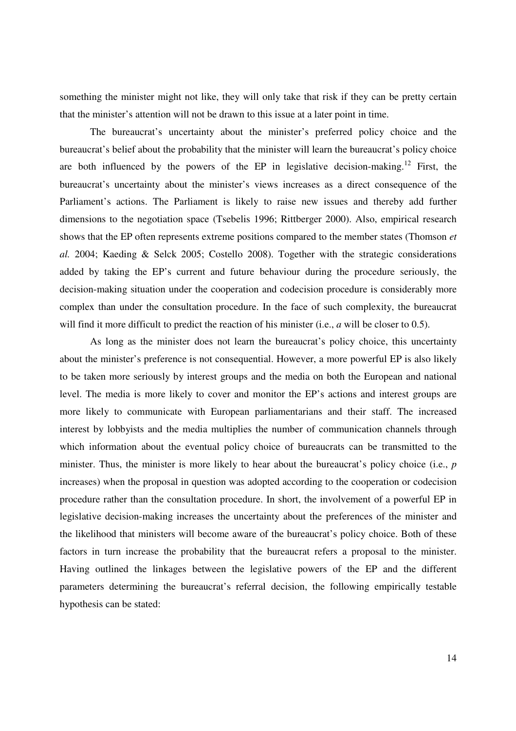something the minister might not like, they will only take that risk if they can be pretty certain that the minister's attention will not be drawn to this issue at a later point in time.

The bureaucrat's uncertainty about the minister's preferred policy choice and the bureaucrat's belief about the probability that the minister will learn the bureaucrat's policy choice are both influenced by the powers of the EP in legislative decision-making.[12] First, the bureaucrat's uncertainty about the minister's views increases as a direct consequence of the Parliament's actions. The Parliament is likely to raise new issues and thereby add further dimensions to the negotiation space (Tsebelis 1996; Rittberger 2000). Also, empirical research shows that the EP often represents extreme positions compared to the member states (Thomson *et al.* 2004; Kaeding & Selck 2005; Costello 2008). Together with the strategic considerations added by taking the EP's current and future behaviour during the procedure seriously, the decision-making situation under the cooperation and codecision procedure is considerably more complex than under the consultation procedure. In the face of such complexity, the bureaucrat will find it more difficult to predict the reaction of his minister (i.e., $a$ will be closer to 0.5).

As long as the minister does not learn the bureaucrat's policy choice, this uncertainty about the minister's preference is not consequential. However, a more powerful EP is also likely to be taken more seriously by interest groups and the media on both the European and national level. The media is more likely to cover and monitor the EP's actions and interest groups are more likely to communicate with European parliamentarians and their staff. The increased interest by lobbyists and the media multiplies the number of communication channels through which information about the eventual policy choice of bureaucrats can be transmitted to the minister. Thus, the minister is more likely to hear about the bureaucrat's policy choice (i.e., $p$ increases) when the proposal in question was adopted according to the cooperation or codecision procedure rather than the consultation procedure. In short, the involvement of a powerful EP in legislative decision-making increases the uncertainty about the preferences of the minister and the likelihood that ministers will become aware of the bureaucrat's policy choice. Both of these factors in turn increase the probability that the bureaucrat refers a proposal to the minister. Having outlined the linkages between the legislative powers of the EP and the different parameters determining the bureaucrat's referral decision, the following empirically testable hypothesis can be stated: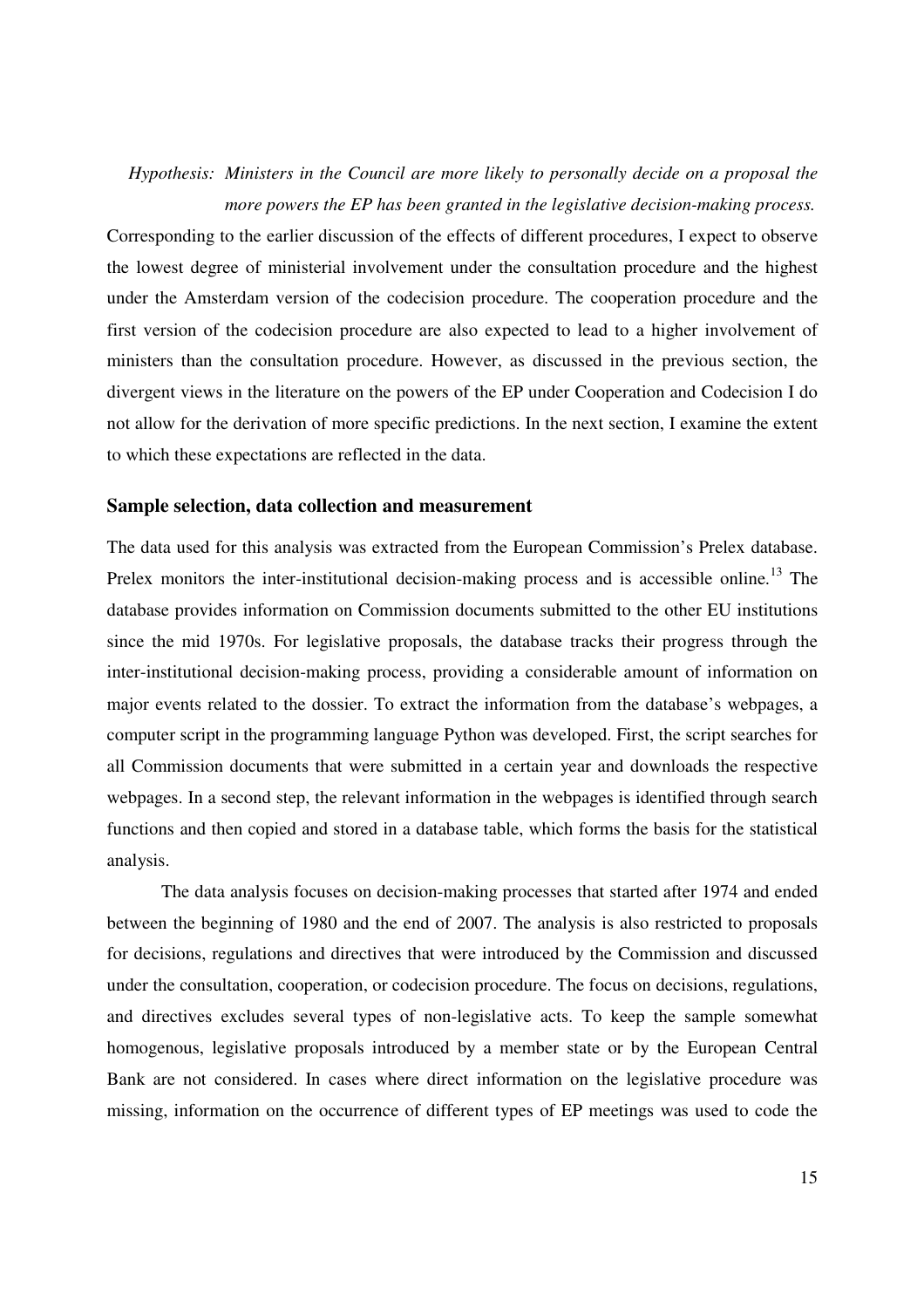*Hypothesis: Ministers in the Council are more likely to personally decide on a proposal the more powers the EP has been granted in the legislative decision-making process.*

Corresponding to the earlier discussion of the effects of different procedures, I expect to observe the lowest degree of ministerial involvement under the consultation procedure and the highest under the Amsterdam version of the codecision procedure. The cooperation procedure and the first version of the codecision procedure are also expected to lead to a higher involvement of ministers than the consultation procedure. However, as discussed in the previous section, the divergent views in the literature on the powers of the EP under Cooperation and Codecision I do not allow for the derivation of more specific predictions. In the next section, I examine the extent to which these expectations are reflected in the data.

## Sample selection, data collection and measurement

The data used for this analysis was extracted from the European Commission's Prelex database. Prelex monitors the inter-institutional decision-making process and is accessible online.[13] The database provides information on Commission documents submitted to the other EU institutions since the mid 1970s. For legislative proposals, the database tracks their progress through the inter-institutional decision-making process, providing a considerable amount of information on major events related to the dossier. To extract the information from the database's webpages, a computer script in the programming language Python was developed. First, the script searches for all Commission documents that were submitted in a certain year and downloads the respective webpages. In a second step, the relevant information in the webpages is identified through search functions and then copied and stored in a database table, which forms the basis for the statistical analysis.

The data analysis focuses on decision-making processes that started after 1974 and ended between the beginning of 1980 and the end of 2007. The analysis is also restricted to proposals for decisions, regulations and directives that were introduced by the Commission and discussed under the consultation, cooperation, or codecision procedure. The focus on decisions, regulations, and directives excludes several types of non-legislative acts. To keep the sample somewhat homogenous, legislative proposals introduced by a member state or by the European Central Bank are not considered. In cases where direct information on the legislative procedure was missing, information on the occurrence of different types of EP meetings was used to code the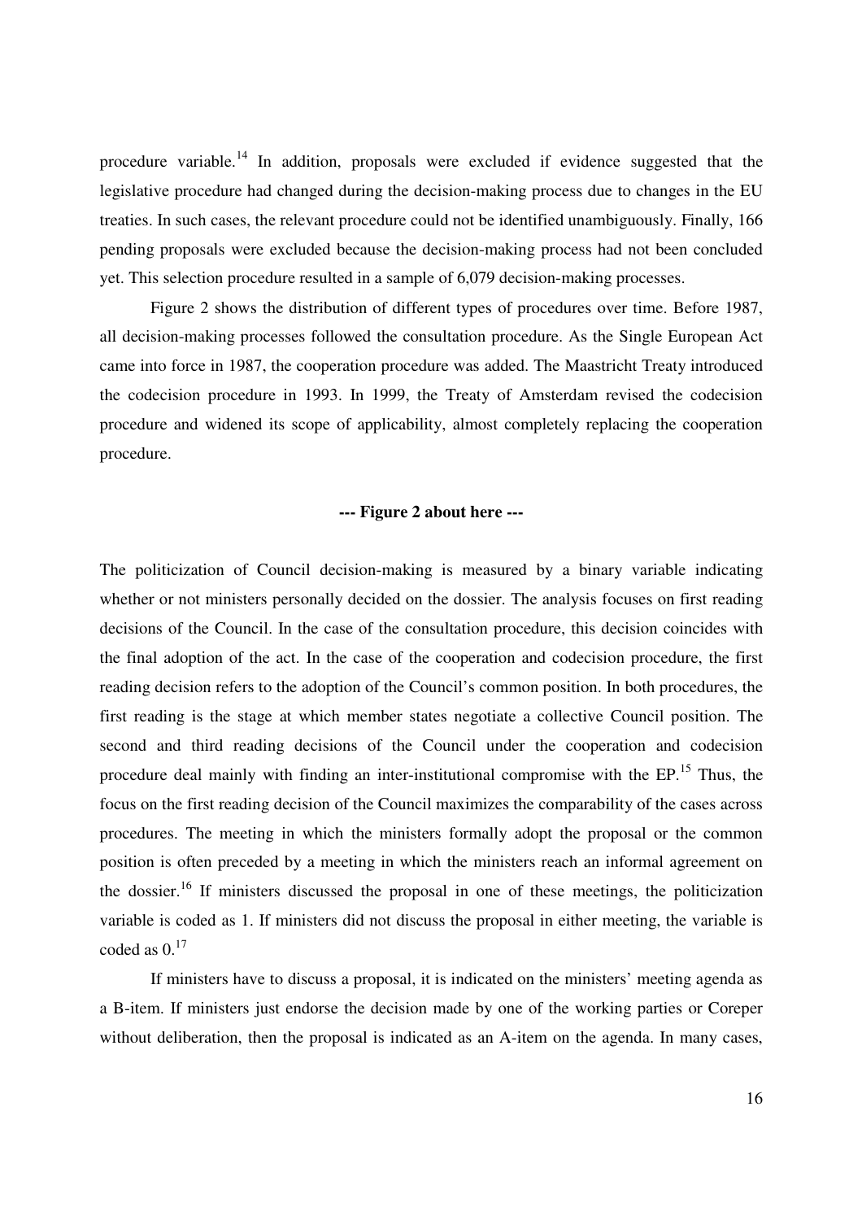procedure variable.[14] In addition, proposals were excluded if evidence suggested that the legislative procedure had changed during the decision-making process due to changes in the EU treaties. In such cases, the relevant procedure could not be identified unambiguously. Finally, 166 pending proposals were excluded because the decision-making process had not been concluded yet. This selection procedure resulted in a sample of 6,079 decision-making processes.

Figure 2 shows the distribution of different types of procedures over time. Before 1987, all decision-making processes followed the consultation procedure. As the Single European Act came into force in 1987, the cooperation procedure was added. The Maastricht Treaty introduced the codecision procedure in 1993. In 1999, the Treaty of Amsterdam revised the codecision procedure and widened its scope of applicability, almost completely replacing the cooperation procedure.

**--- Figure 2 about here ---**

The politicization of Council decision-making is measured by a binary variable indicating whether or not ministers personally decided on the dossier. The analysis focuses on first reading decisions of the Council. In the case of the consultation procedure, this decision coincides with the final adoption of the act. In the case of the cooperation and codecision procedure, the first reading decision refers to the adoption of the Council's common position. In both procedures, the first reading is the stage at which member states negotiate a collective Council position. The second and third reading decisions of the Council under the cooperation and codecision procedure deal mainly with finding an inter-institutional compromise with the EP.[15] Thus, the focus on the first reading decision of the Council maximizes the comparability of the cases across procedures. The meeting in which the ministers formally adopt the proposal or the common position is often preceded by a meeting in which the ministers reach an informal agreement on the dossier.[16] If ministers discussed the proposal in one of these meetings, the politicization variable is coded as 1. If ministers did not discuss the proposal in either meeting, the variable is coded as 0.[17]

If ministers have to discuss a proposal, it is indicated on the ministers' meeting agenda as a B-item. If ministers just endorse the decision made by one of the working parties or Coreper without deliberation, then the proposal is indicated as an A-item on the agenda. In many cases,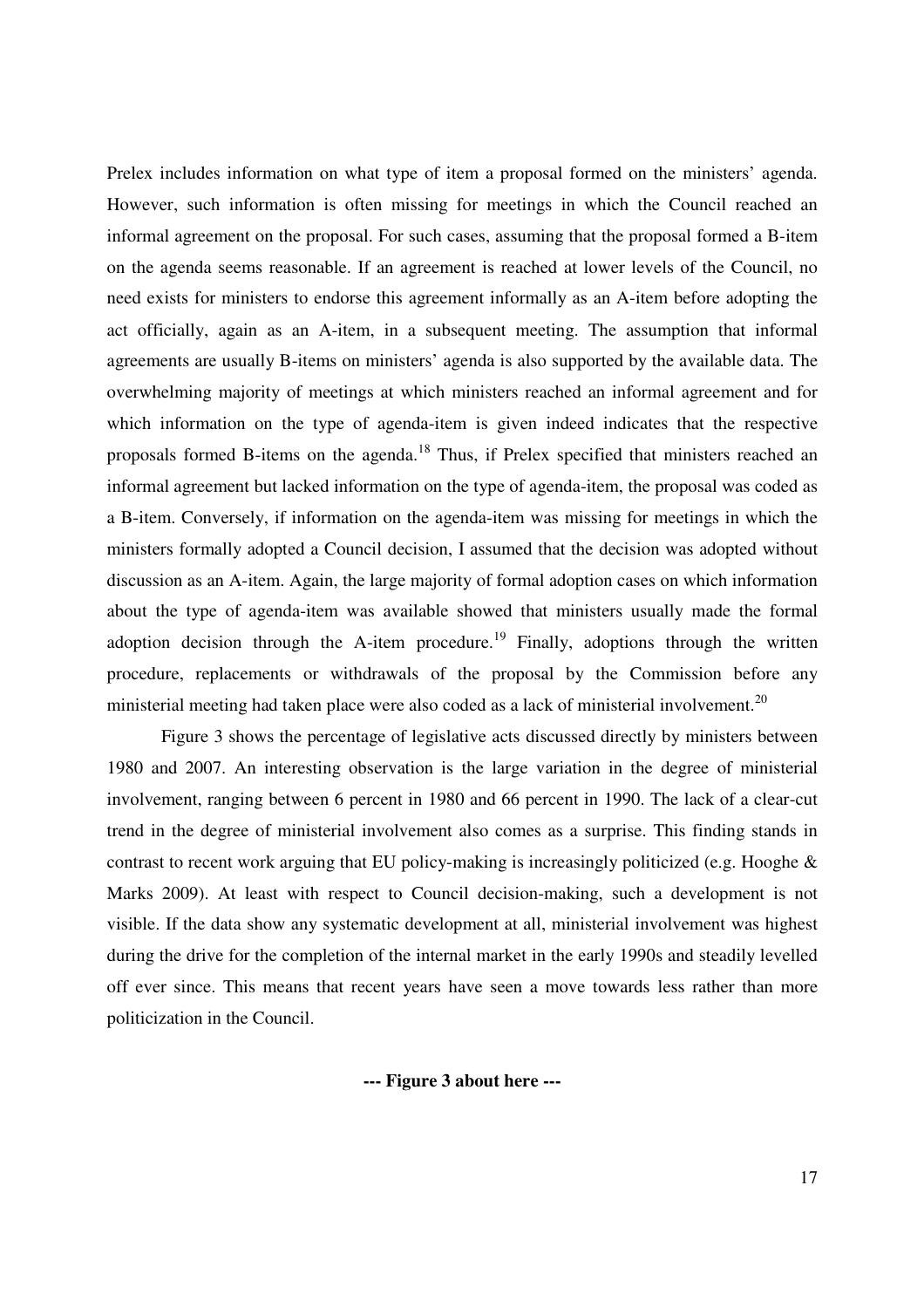Prelex includes information on what type of item a proposal formed on the ministers' agenda. However, such information is often missing for meetings in which the Council reached an informal agreement on the proposal. For such cases, assuming that the proposal formed a B-item on the agenda seems reasonable. If an agreement is reached at lower levels of the Council, no need exists for ministers to endorse this agreement informally as an A-item before adopting the act officially, again as an A-item, in a subsequent meeting. The assumption that informal agreements are usually B-items on ministers' agenda is also supported by the available data. The overwhelming majority of meetings at which ministers reached an informal agreement and for which information on the type of agenda-item is given indeed indicates that the respective proposals formed B-items on the agenda.[18] Thus, if Prelex specified that ministers reached an informal agreement but lacked information on the type of agenda-item, the proposal was coded as a B-item. Conversely, if information on the agenda-item was missing for meetings in which the ministers formally adopted a Council decision, I assumed that the decision was adopted without discussion as an A-item. Again, the large majority of formal adoption cases on which information about the type of agenda-item was available showed that ministers usually made the formal adoption decision through the A-item procedure.[19] Finally, adoptions through the written procedure, replacements or withdrawals of the proposal by the Commission before any ministerial meeting had taken place were also coded as a lack of ministerial involvement.[20]

Figure 3 shows the percentage of legislative acts discussed directly by ministers between 1980 and 2007. An interesting observation is the large variation in the degree of ministerial involvement, ranging between 6 percent in 1980 and 66 percent in 1990. The lack of a clear-cut trend in the degree of ministerial involvement also comes as a surprise. This finding stands in contrast to recent work arguing that EU policy-making is increasingly politicized (e.g. Hooghe & Marks 2009). At least with respect to Council decision-making, such a development is not visible. If the data show any systematic development at all, ministerial involvement was highest during the drive for the completion of the internal market in the early 1990s and steadily levelled off ever since. This means that recent years have seen a move towards less rather than more politicization in the Council.

**--- Figure 3 about here ---**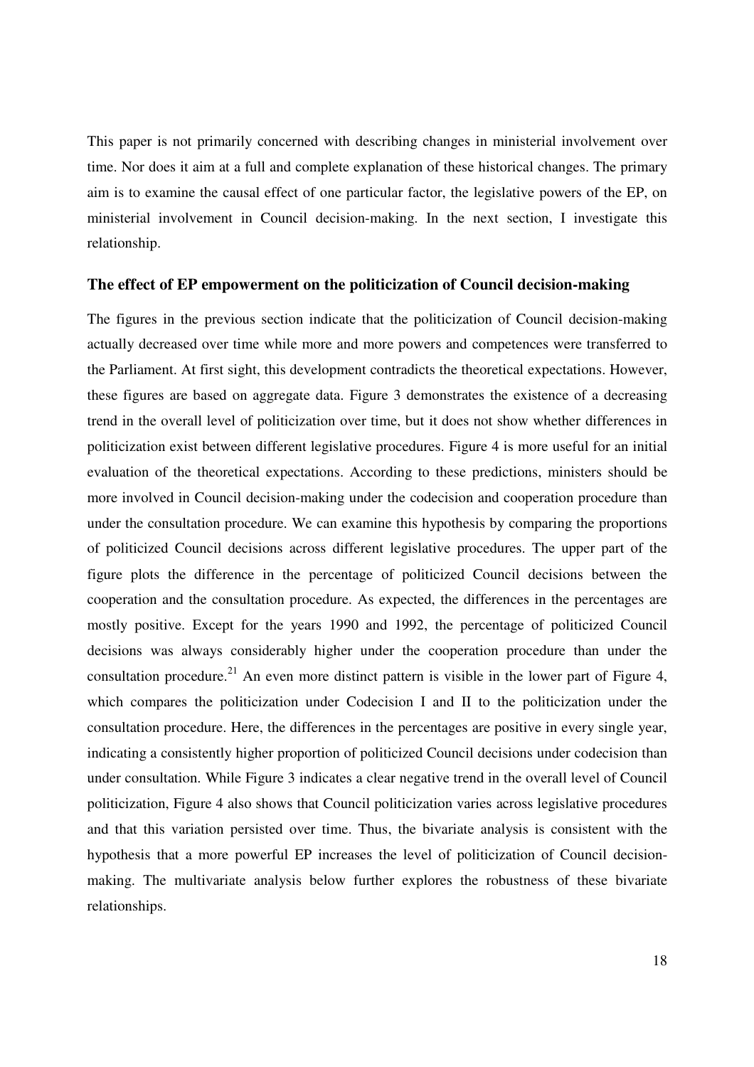This paper is not primarily concerned with describing changes in ministerial involvement over time. Nor does it aim at a full and complete explanation of these historical changes. The primary aim is to examine the causal effect of one particular factor, the legislative powers of the EP, on ministerial involvement in Council decision-making. In the next section, I investigate this relationship.

## The effect of EP empowerment on the politicization of Council decision-making

The figures in the previous section indicate that the politicization of Council decision-making actually decreased over time while more and more powers and competences were transferred to the Parliament. At first sight, this development contradicts the theoretical expectations. However, these figures are based on aggregate data. Figure 3 demonstrates the existence of a decreasing trend in the overall level of politicization over time, but it does not show whether differences in politicization exist between different legislative procedures. Figure 4 is more useful for an initial evaluation of the theoretical expectations. According to these predictions, ministers should be more involved in Council decision-making under the codecision and cooperation procedure than under the consultation procedure. We can examine this hypothesis by comparing the proportions of politicized Council decisions across different legislative procedures. The upper part of the figure plots the difference in the percentage of politicized Council decisions between the cooperation and the consultation procedure. As expected, the differences in the percentages are mostly positive. Except for the years 1990 and 1992, the percentage of politicized Council decisions was always considerably higher under the cooperation procedure than under the consultation procedure.[21] An even more distinct pattern is visible in the lower part of Figure 4, which compares the politicization under Codecision I and II to the politicization under the consultation procedure. Here, the differences in the percentages are positive in every single year, indicating a consistently higher proportion of politicized Council decisions under codecision than under consultation. While Figure 3 indicates a clear negative trend in the overall level of Council politicization, Figure 4 also shows that Council politicization varies across legislative procedures and that this variation persisted over time. Thus, the bivariate analysis is consistent with the hypothesis that a more powerful EP increases the level of politicization of Council decision-making. The multivariate analysis below further explores the robustness of these bivariate relationships.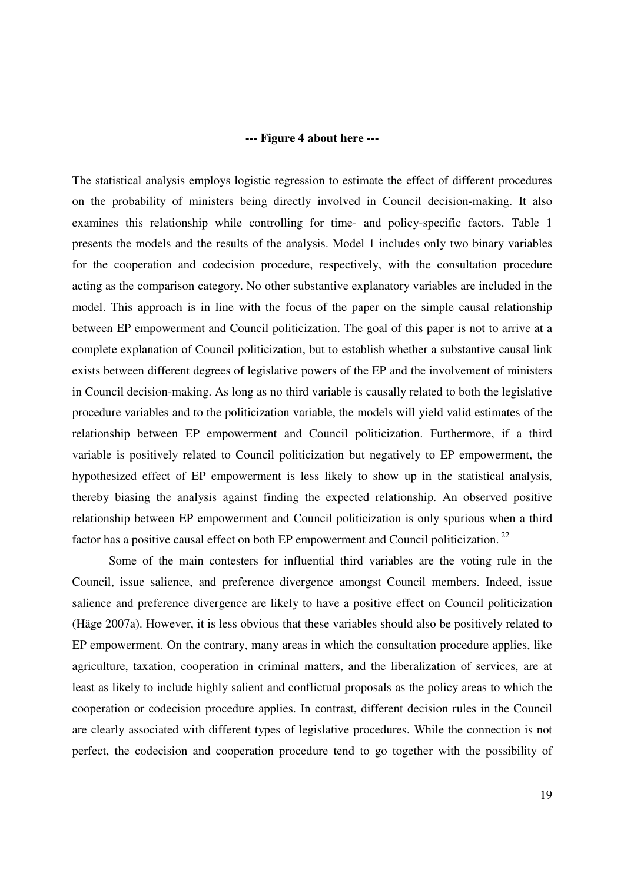**--- Figure 4 about here ---**

The statistical analysis employs logistic regression to estimate the effect of different procedures on the probability of ministers being directly involved in Council decision-making. It also examines this relationship while controlling for time- and policy-specific factors. Table 1 presents the models and the results of the analysis. Model 1 includes only two binary variables for the cooperation and codecision procedure, respectively, with the consultation procedure acting as the comparison category. No other substantive explanatory variables are included in the model. This approach is in line with the focus of the paper on the simple causal relationship between EP empowerment and Council politicization. The goal of this paper is not to arrive at a complete explanation of Council politicization, but to establish whether a substantive causal link exists between different degrees of legislative powers of the EP and the involvement of ministers in Council decision-making. As long as no third variable is causally related to both the legislative procedure variables and to the politicization variable, the models will yield valid estimates of the relationship between EP empowerment and Council politicization. Furthermore, if a third variable is positively related to Council politicization but negatively to EP empowerment, the hypothesized effect of EP empowerment is less likely to show up in the statistical analysis, thereby biasing the analysis against finding the expected relationship. An observed positive relationship between EP empowerment and Council politicization is only spurious when a third factor has a positive causal effect on both EP empowerment and Council politicization. [22]

Some of the main contesters for influential third variables are the voting rule in the Council, issue salience, and preference divergence amongst Council members. Indeed, issue salience and preference divergence are likely to have a positive effect on Council politicization (Häge 2007a). However, it is less obvious that these variables should also be positively related to EP empowerment. On the contrary, many areas in which the consultation procedure applies, like agriculture, taxation, cooperation in criminal matters, and the liberalization of services, are at least as likely to include highly salient and conflictual proposals as the policy areas to which the cooperation or codecision procedure applies. In contrast, different decision rules in the Council are clearly associated with different types of legislative procedures. While the connection is not perfect, the codecision and cooperation procedure tend to go together with the possibility of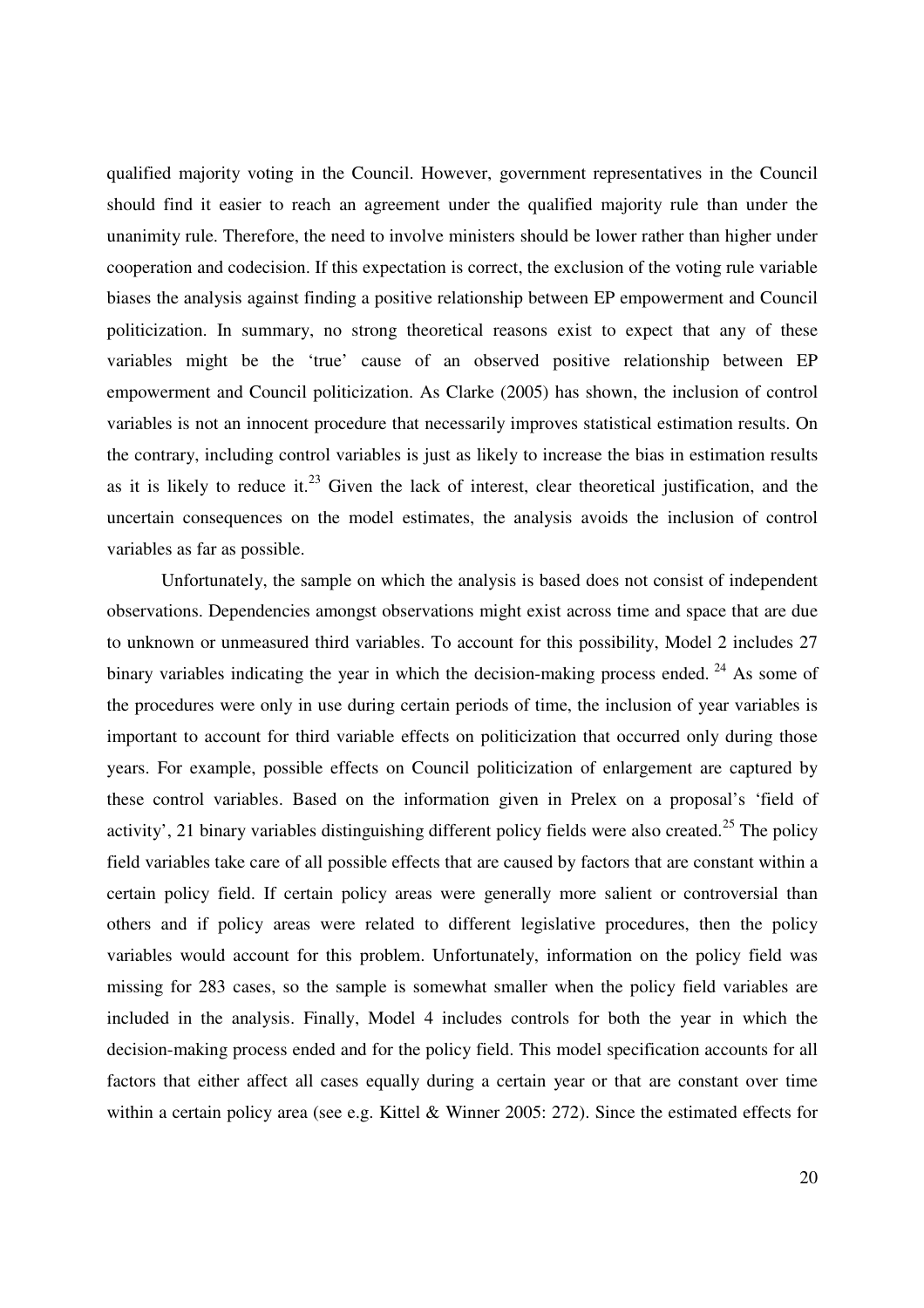qualified majority voting in the Council. However, government representatives in the Council should find it easier to reach an agreement under the qualified majority rule than under the unanimity rule. Therefore, the need to involve ministers should be lower rather than higher under cooperation and codecision. If this expectation is correct, the exclusion of the voting rule variable biases the analysis against finding a positive relationship between EP empowerment and Council politicization. In summary, no strong theoretical reasons exist to expect that any of these variables might be the 'true' cause of an observed positive relationship between EP empowerment and Council politicization. As Clarke (2005) has shown, the inclusion of control variables is not an innocent procedure that necessarily improves statistical estimation results. On the contrary, including control variables is just as likely to increase the bias in estimation results as it is likely to reduce it.[23] Given the lack of interest, clear theoretical justification, and the uncertain consequences on the model estimates, the analysis avoids the inclusion of control variables as far as possible.

Unfortunately, the sample on which the analysis is based does not consist of independent observations. Dependencies amongst observations might exist across time and space that are due to unknown or unmeasured third variables. To account for this possibility, Model 2 includes 27 binary variables indicating the year in which the decision-making process ended. [24] As some of the procedures were only in use during certain periods of time, the inclusion of year variables is important to account for third variable effects on politicization that occurred only during those years. For example, possible effects on Council politicization of enlargement are captured by these control variables. Based on the information given in Prelex on a proposal's 'field of activity', 21 binary variables distinguishing different policy fields were also created.[25] The policy field variables take care of all possible effects that are caused by factors that are constant within a certain policy field. If certain policy areas were generally more salient or controversial than others and if policy areas were related to different legislative procedures, then the policy variables would account for this problem. Unfortunately, information on the policy field was missing for 283 cases, so the sample is somewhat smaller when the policy field variables are included in the analysis. Finally, Model 4 includes controls for both the year in which the decision-making process ended and for the policy field. This model specification accounts for all factors that either affect all cases equally during a certain year or that are constant over time within a certain policy area (see e.g. Kittel & Winner 2005: 272). Since the estimated effects for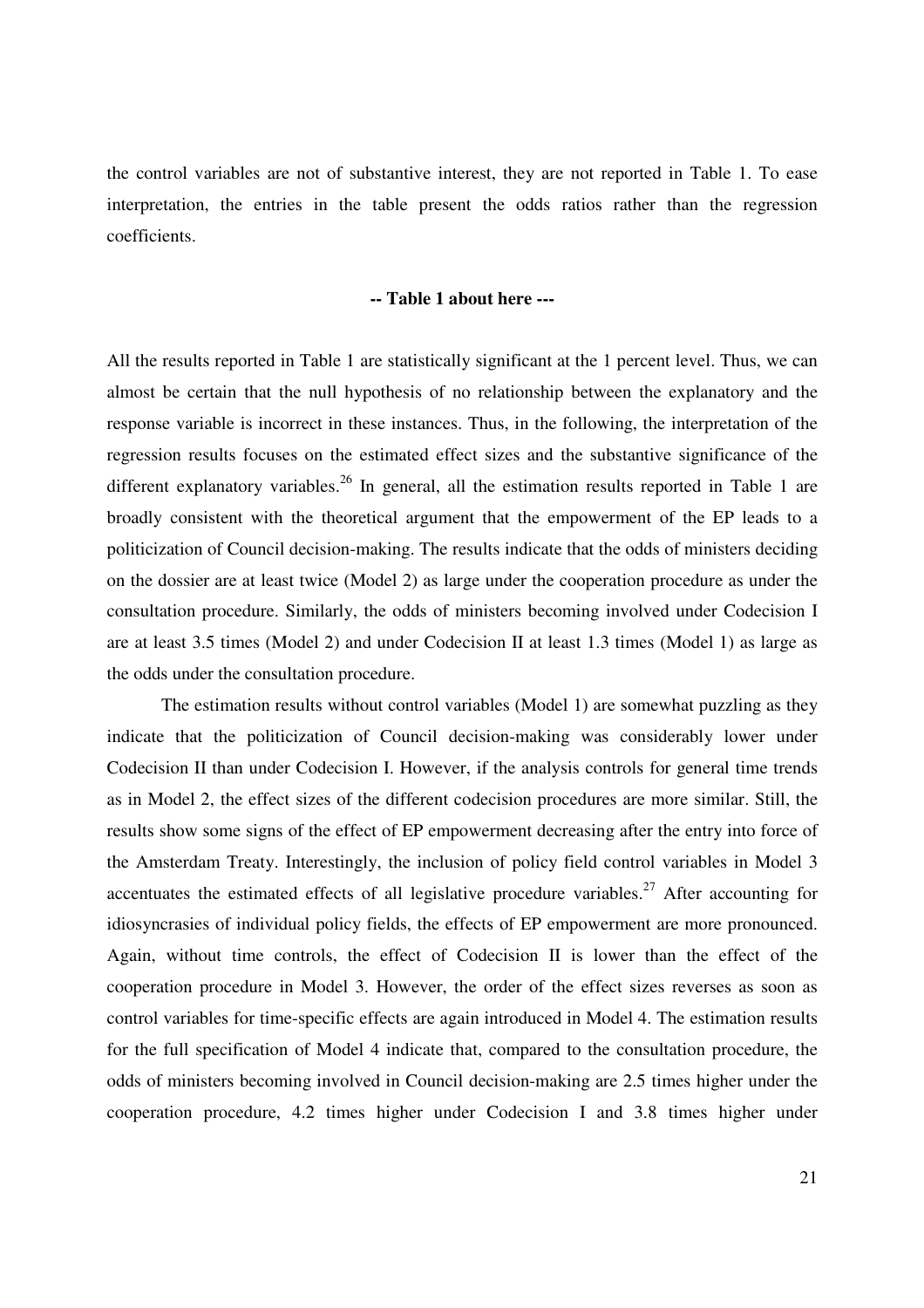the control variables are not of substantive interest, they are not reported in Table 1. To ease interpretation, the entries in the table present the odds ratios rather than the regression coefficients.

**-- Table 1 about here ---**

All the results reported in Table 1 are statistically significant at the 1 percent level. Thus, we can almost be certain that the null hypothesis of no relationship between the explanatory and the response variable is incorrect in these instances. Thus, in the following, the interpretation of the regression results focuses on the estimated effect sizes and the substantive significance of the different explanatory variables.[26] In general, all the estimation results reported in Table 1 are broadly consistent with the theoretical argument that the empowerment of the EP leads to a politicization of Council decision-making. The results indicate that the odds of ministers deciding on the dossier are at least twice (Model 2) as large under the cooperation procedure as under the consultation procedure. Similarly, the odds of ministers becoming involved under Codecision I are at least 3.5 times (Model 2) and under Codecision II at least 1.3 times (Model 1) as large as the odds under the consultation procedure.

The estimation results without control variables (Model 1) are somewhat puzzling as they indicate that the politicization of Council decision-making was considerably lower under Codecision II than under Codecision I. However, if the analysis controls for general time trends as in Model 2, the effect sizes of the different codecision procedures are more similar. Still, the results show some signs of the effect of EP empowerment decreasing after the entry into force of the Amsterdam Treaty. Interestingly, the inclusion of policy field control variables in Model 3 accentuates the estimated effects of all legislative procedure variables.[27] After accounting for idiosyncrasies of individual policy fields, the effects of EP empowerment are more pronounced. Again, without time controls, the effect of Codecision II is lower than the effect of the cooperation procedure in Model 3. However, the order of the effect sizes reverses as soon as control variables for time-specific effects are again introduced in Model 4. The estimation results for the full specification of Model 4 indicate that, compared to the consultation procedure, the odds of ministers becoming involved in Council decision-making are 2.5 times higher under the cooperation procedure, 4.2 times higher under Codecision I and 3.8 times higher under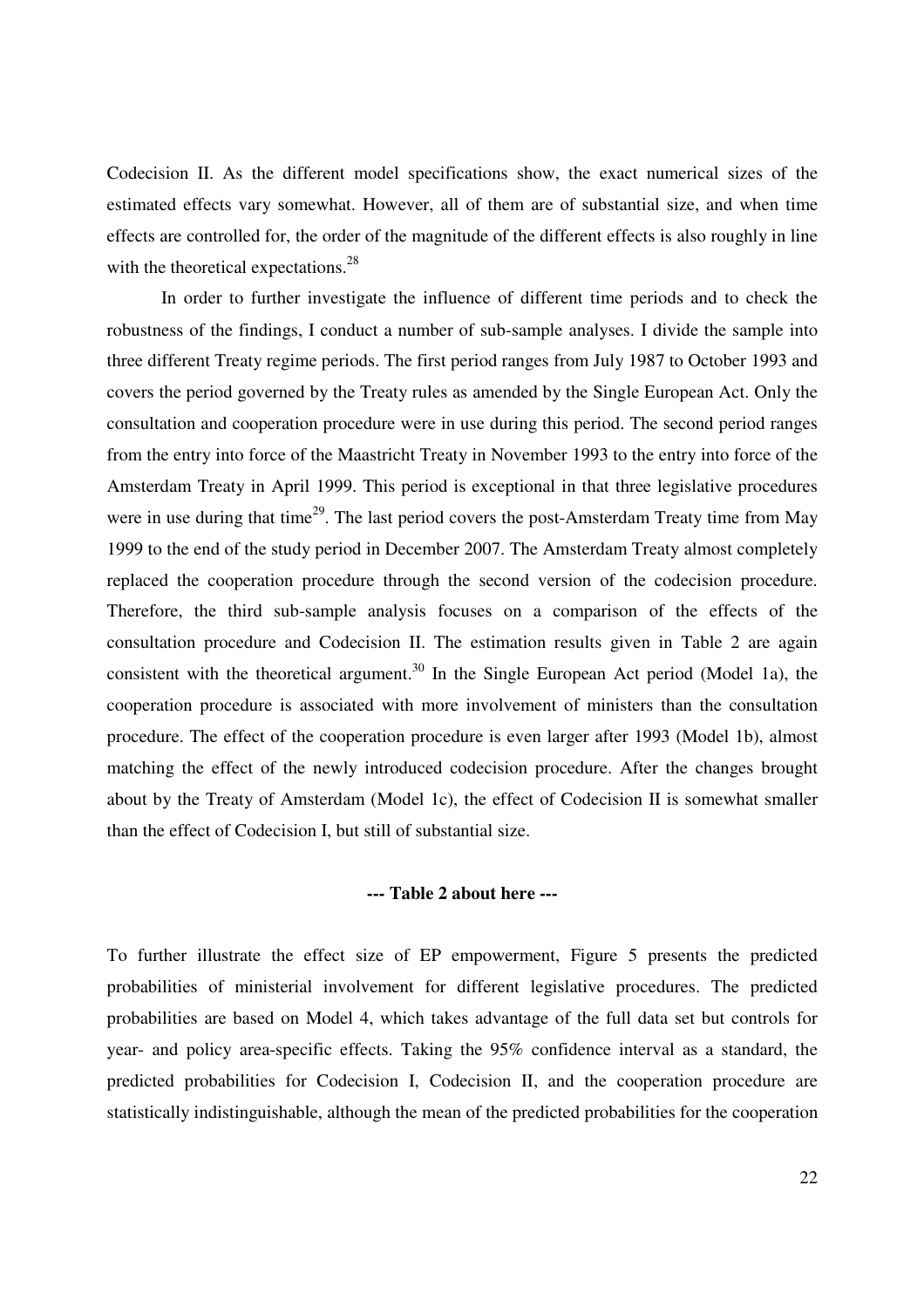Codecision II. As the different model specifications show, the exact numerical sizes of the estimated effects vary somewhat. However, all of them are of substantial size, and when time effects are controlled for, the order of the magnitude of the different effects is also roughly in line with the theoretical expectations.[28]

In order to further investigate the influence of different time periods and to check the robustness of the findings, I conduct a number of sub-sample analyses. I divide the sample into three different Treaty regime periods. The first period ranges from July 1987 to October 1993 and covers the period governed by the Treaty rules as amended by the Single European Act. Only the consultation and cooperation procedure were in use during this period. The second period ranges from the entry into force of the Maastricht Treaty in November 1993 to the entry into force of the Amsterdam Treaty in April 1999. This period is exceptional in that three legislative procedures were in use during that time[29]. The last period covers the post-Amsterdam Treaty time from May 1999 to the end of the study period in December 2007. The Amsterdam Treaty almost completely replaced the cooperation procedure through the second version of the codecision procedure. Therefore, the third sub-sample analysis focuses on a comparison of the effects of the consultation procedure and Codecision II. The estimation results given in Table 2 are again consistent with the theoretical argument.[30] In the Single European Act period (Model 1a), the cooperation procedure is associated with more involvement of ministers than the consultation procedure. The effect of the cooperation procedure is even larger after 1993 (Model 1b), almost matching the effect of the newly introduced codecision procedure. After the changes brought about by the Treaty of Amsterdam (Model 1c), the effect of Codecision II is somewhat smaller than the effect of Codecision I, but still of substantial size.

**--- Table 2 about here ---**

To further illustrate the effect size of EP empowerment, Figure 5 presents the predicted probabilities of ministerial involvement for different legislative procedures. The predicted probabilities are based on Model 4, which takes advantage of the full data set but controls for year- and policy area-specific effects. Taking the 95% confidence interval as a standard, the predicted probabilities for Codecision I, Codecision II, and the cooperation procedure are statistically indistinguishable, although the mean of the predicted probabilities for the cooperation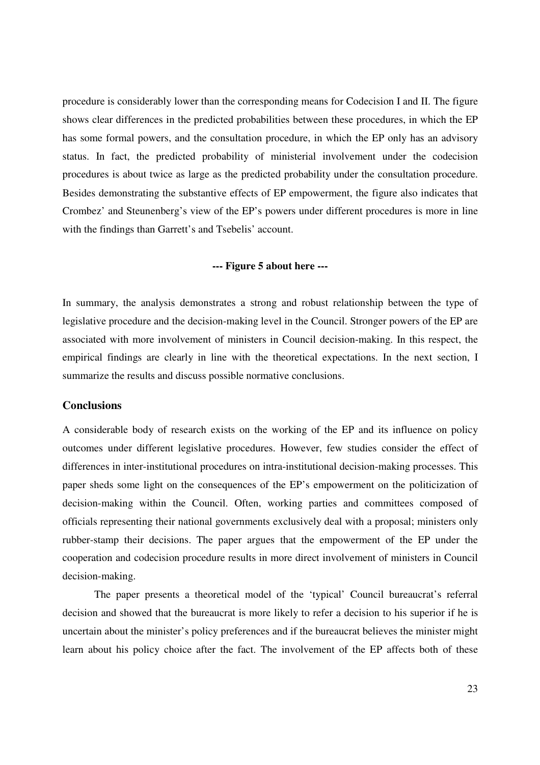procedure is considerably lower than the corresponding means for Codecision I and II. The figure shows clear differences in the predicted probabilities between these procedures, in which the EP has some formal powers, and the consultation procedure, in which the EP only has an advisory status. In fact, the predicted probability of ministerial involvement under the codecision procedures is about twice as large as the predicted probability under the consultation procedure. Besides demonstrating the substantive effects of EP empowerment, the figure also indicates that Crombez' and Steunenberg's view of the EP's powers under different procedures is more in line with the findings than Garrett's and Tsebelis' account.

**--- Figure 5 about here ---**

In summary, the analysis demonstrates a strong and robust relationship between the type of legislative procedure and the decision-making level in the Council. Stronger powers of the EP are associated with more involvement of ministers in Council decision-making. In this respect, the empirical findings are clearly in line with the theoretical expectations. In the next section, I summarize the results and discuss possible normative conclusions.

## Conclusions

A considerable body of research exists on the working of the EP and its influence on policy outcomes under different legislative procedures. However, few studies consider the effect of differences in inter-institutional procedures on intra-institutional decision-making processes. This paper sheds some light on the consequences of the EP's empowerment on the politicization of decision-making within the Council. Often, working parties and committees composed of officials representing their national governments exclusively deal with a proposal; ministers only rubber-stamp their decisions. The paper argues that the empowerment of the EP under the cooperation and codecision procedure results in more direct involvement of ministers in Council decision-making.

The paper presents a theoretical model of the 'typical' Council bureaucrat's referral decision and showed that the bureaucrat is more likely to refer a decision to his superior if he is uncertain about the minister's policy preferences and if the bureaucrat believes the minister might learn about his policy choice after the fact. The involvement of the EP affects both of these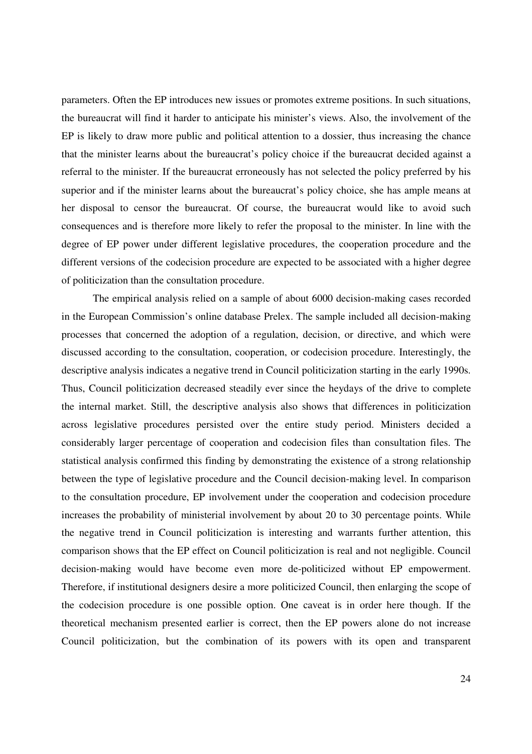parameters. Often the EP introduces new issues or promotes extreme positions. In such situations, the bureaucrat will find it harder to anticipate his minister's views. Also, the involvement of the EP is likely to draw more public and political attention to a dossier, thus increasing the chance that the minister learns about the bureaucrat's policy choice if the bureaucrat decided against a referral to the minister. If the bureaucrat erroneously has not selected the policy preferred by his superior and if the minister learns about the bureaucrat's policy choice, she has ample means at her disposal to censor the bureaucrat. Of course, the bureaucrat would like to avoid such consequences and is therefore more likely to refer the proposal to the minister. In line with the degree of EP power under different legislative procedures, the cooperation procedure and the different versions of the codecision procedure are expected to be associated with a higher degree of politicization than the consultation procedure.

The empirical analysis relied on a sample of about 6000 decision-making cases recorded in the European Commission's online database Prelex. The sample included all decision-making processes that concerned the adoption of a regulation, decision, or directive, and which were discussed according to the consultation, cooperation, or codecision procedure. Interestingly, the descriptive analysis indicates a negative trend in Council politicization starting in the early 1990s. Thus, Council politicization decreased steadily ever since the heydays of the drive to complete the internal market. Still, the descriptive analysis also shows that differences in politicization across legislative procedures persisted over the entire study period. Ministers decided a considerably larger percentage of cooperation and codecision files than consultation files. The statistical analysis confirmed this finding by demonstrating the existence of a strong relationship between the type of legislative procedure and the Council decision-making level. In comparison to the consultation procedure, EP involvement under the cooperation and codecision procedure increases the probability of ministerial involvement by about 20 to 30 percentage points. While the negative trend in Council politicization is interesting and warrants further attention, this comparison shows that the EP effect on Council politicization is real and not negligible. Council decision-making would have become even more de-politicized without EP empowerment. Therefore, if institutional designers desire a more politicized Council, then enlarging the scope of the codecision procedure is one possible option. One caveat is in order here though. If the theoretical mechanism presented earlier is correct, then the EP powers alone do not increase Council politicization, but the combination of its powers with its open and transparent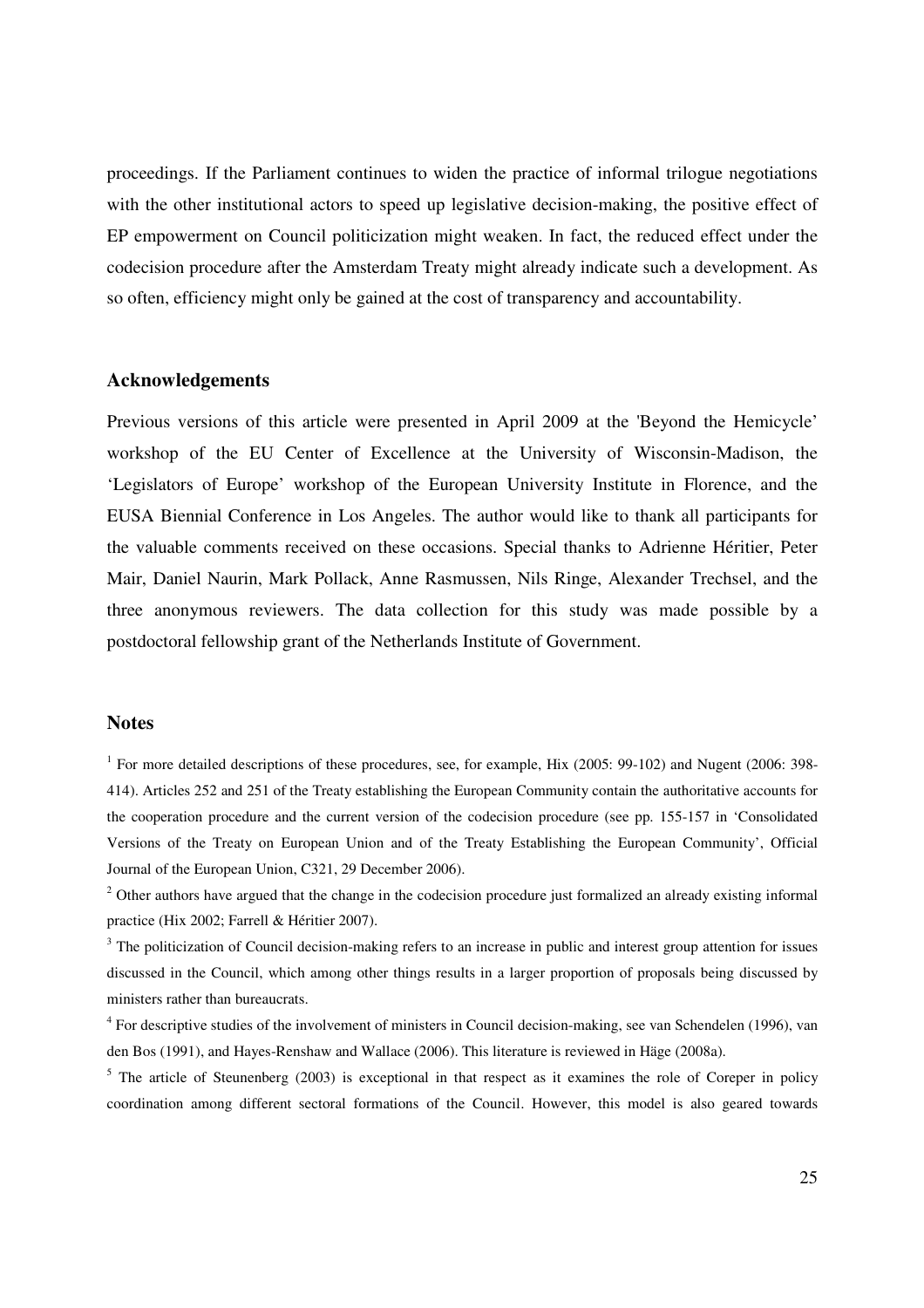proceedings. If the Parliament continues to widen the practice of informal trilogue negotiations with the other institutional actors to speed up legislative decision-making, the positive effect of EP empowerment on Council politicization might weaken. In fact, the reduced effect under the codecision procedure after the Amsterdam Treaty might already indicate such a development. As so often, efficiency might only be gained at the cost of transparency and accountability.

## Acknowledgements

Previous versions of this article were presented in April 2009 at the 'Beyond the Hemicycle' workshop of the EU Center of Excellence at the University of Wisconsin-Madison, the 'Legislators of Europe' workshop of the European University Institute in Florence, and the EUSA Biennial Conference in Los Angeles. The author would like to thank all participants for the valuable comments received on these occasions. Special thanks to Adrienne Héritier, Peter Mair, Daniel Naurin, Mark Pollack, Anne Rasmussen, Nils Ringe, Alexander Trechsel, and the three anonymous reviewers. The data collection for this study was made possible by a postdoctoral fellowship grant of the Netherlands Institute of Government.

## Notes

[1] For more detailed descriptions of these procedures, see, for example, Hix (2005: 99-102) and Nugent (2006: 398-414). Articles 252 and 251 of the Treaty establishing the European Community contain the authoritative accounts for the cooperation procedure and the current version of the codecision procedure (see pp. 155-157 in 'Consolidated Versions of the Treaty on European Union and of the Treaty Establishing the European Community', Official Journal of the European Union, C321, 29 December 2006).

[2] Other authors have argued that the change in the codecision procedure just formalized an already existing informal practice (Hix 2002; Farrell & Héritier 2007).

[3] The politicization of Council decision-making refers to an increase in public and interest group attention for issues discussed in the Council, which among other things results in a larger proportion of proposals being discussed by ministers rather than bureaucrats.

[4] For descriptive studies of the involvement of ministers in Council decision-making, see van Schendelen (1996), van den Bos (1991), and Hayes-Renshaw and Wallace (2006). This literature is reviewed in Häge (2008a).

[5] The article of Steunenberg (2003) is exceptional in that respect as it examines the role of Coreper in policy coordination among different sectoral formations of the Council. However, this model is also geared towards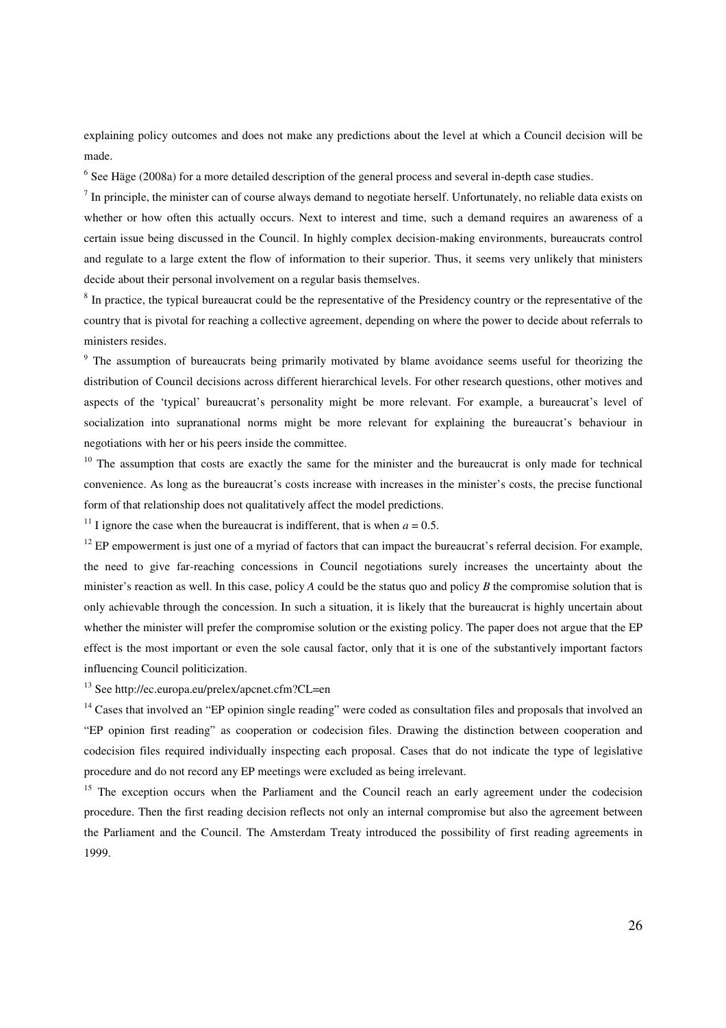explaining policy outcomes and does not make any predictions about the level at which a Council decision will be made.

[6] See Häge (2008a) for a more detailed description of the general process and several in-depth case studies.

[7] In principle, the minister can of course always demand to negotiate herself. Unfortunately, no reliable data exists on whether or how often this actually occurs. Next to interest and time, such a demand requires an awareness of a certain issue being discussed in the Council. In highly complex decision-making environments, bureaucrats control and regulate to a large extent the flow of information to their superior. Thus, it seems very unlikely that ministers decide about their personal involvement on a regular basis themselves.

[8] In practice, the typical bureaucrat could be the representative of the Presidency country or the representative of the country that is pivotal for reaching a collective agreement, depending on where the power to decide about referrals to ministers resides.

[9] The assumption of bureaucrats being primarily motivated by blame avoidance seems useful for theorizing the distribution of Council decisions across different hierarchical levels. For other research questions, other motives and aspects of the 'typical' bureaucrat's personality might be more relevant. For example, a bureaucrat's level of socialization into supranational norms might be more relevant for explaining the bureaucrat's behaviour in negotiations with her or his peers inside the committee.

[10] The assumption that costs are exactly the same for the minister and the bureaucrat is only made for technical convenience. As long as the bureaucrat's costs increase with increases in the minister's costs, the precise functional form of that relationship does not qualitatively affect the model predictions.

[11] I ignore the case when the bureaucrat is indifferent, that is when $a = 0.5$.

[12] EP empowerment is just one of a myriad of factors that can impact the bureaucrat's referral decision. For example, the need to give far-reaching concessions in Council negotiations surely increases the uncertainty about the minister's reaction as well. In this case, policy *A* could be the status quo and policy *B* the compromise solution that is only achievable through the concession. In such a situation, it is likely that the bureaucrat is highly uncertain about whether the minister will prefer the compromise solution or the existing policy. The paper does not argue that the EP effect is the most important or even the sole causal factor, only that it is one of the substantively important factors influencing Council politicization.

[13] See http://ec.europa.eu/prelex/apcnet.cfm?CL=en

[14] Cases that involved an "EP opinion single reading" were coded as consultation files and proposals that involved an "EP opinion first reading" as cooperation or codecision files. Drawing the distinction between cooperation and codecision files required individually inspecting each proposal. Cases that do not indicate the type of legislative procedure and do not record any EP meetings were excluded as being irrelevant.

[15] The exception occurs when the Parliament and the Council reach an early agreement under the codecision procedure. Then the first reading decision reflects not only an internal compromise but also the agreement between the Parliament and the Council. The Amsterdam Treaty introduced the possibility of first reading agreements in 1999.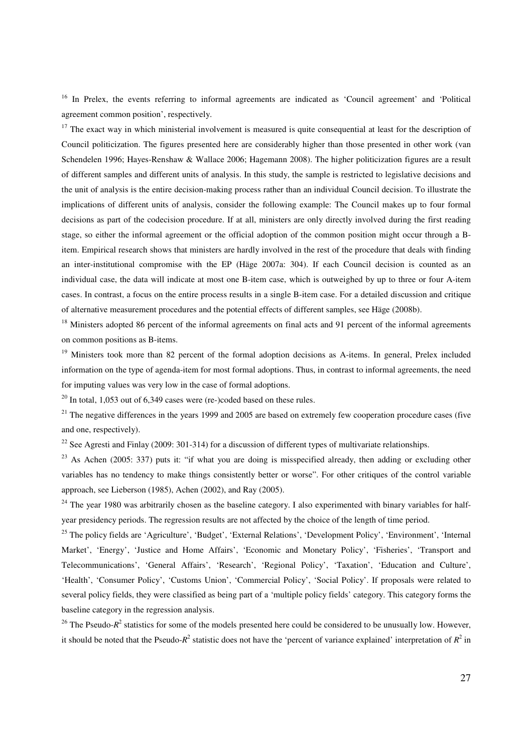[16] In Prelex, the events referring to informal agreements are indicated as 'Council agreement' and 'Political agreement common position', respectively.

[17] The exact way in which ministerial involvement is measured is quite consequential at least for the description of Council politicization. The figures presented here are considerably higher than those presented in other work (van Schendelen 1996; Hayes-Renshaw & Wallace 2006; Hagemann 2008). The higher politicization figures are a result of different samples and different units of analysis. In this study, the sample is restricted to legislative decisions and the unit of analysis is the entire decision-making process rather than an individual Council decision. To illustrate the implications of different units of analysis, consider the following example: The Council makes up to four formal decisions as part of the codecision procedure. If at all, ministers are only directly involved during the first reading stage, so either the informal agreement or the official adoption of the common position might occur through a B-item. Empirical research shows that ministers are hardly involved in the rest of the procedure that deals with finding an inter-institutional compromise with the EP (Häge 2007a: 304). If each Council decision is counted as an individual case, the data will indicate at most one B-item case, which is outweighed by up to three or four A-item cases. In contrast, a focus on the entire process results in a single B-item case. For a detailed discussion and critique of alternative measurement procedures and the potential effects of different samples, see Häge (2008b).

[18] Ministers adopted 86 percent of the informal agreements on final acts and 91 percent of the informal agreements on common positions as B-items.

[19] Ministers took more than 82 percent of the formal adoption decisions as A-items. In general, Prelex included information on the type of agenda-item for most formal adoptions. Thus, in contrast to informal agreements, the need for imputing values was very low in the case of formal adoptions.

[20] In total, 1,053 out of 6,349 cases were (re-)coded based on these rules.

[21] The negative differences in the years 1999 and 2005 are based on extremely few cooperation procedure cases (five and one, respectively).

[22] See Agresti and Finlay (2009: 301-314) for a discussion of different types of multivariate relationships.

[23] As Achen (2005: 337) puts it: "if what you are doing is misspecified already, then adding or excluding other variables has no tendency to make things consistently better or worse". For other critiques of the control variable approach, see Lieberson (1985), Achen (2002), and Ray (2005).

[24] The year 1980 was arbitrarily chosen as the baseline category. I also experimented with binary variables for half-year presidency periods. The regression results are not affected by the choice of the length of time period.

[25] The policy fields are 'Agriculture', 'Budget', 'External Relations', 'Development Policy', 'Environment', 'Internal Market', 'Energy', 'Justice and Home Affairs', 'Economic and Monetary Policy', 'Fisheries', 'Transport and Telecommunications', 'General Affairs', 'Research', 'Regional Policy', 'Taxation', 'Education and Culture', 'Health', 'Consumer Policy', 'Customs Union', 'Commercial Policy', 'Social Policy'. If proposals were related to several policy fields, they were classified as being part of a 'multiple policy fields' category. This category forms the baseline category in the regression analysis.

[26] The Pseudo-$R^2$ statistics for some of the models presented here could be considered to be unusually low. However, it should be noted that the Pseudo-$R^2$ statistic does not have the 'percent of variance explained' interpretation of $R^2$ in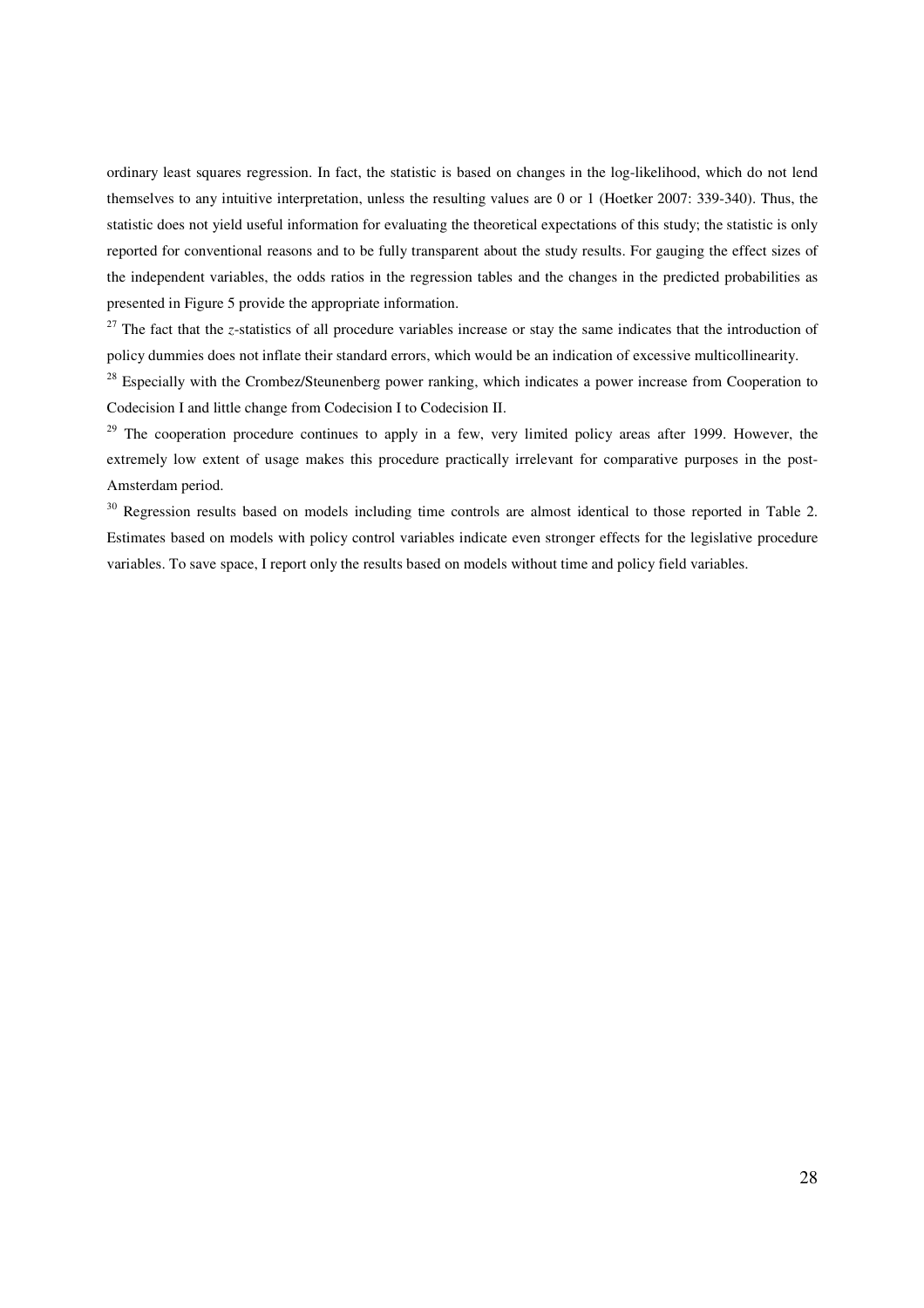ordinary least squares regression. In fact, the statistic is based on changes in the log-likelihood, which do not lend themselves to any intuitive interpretation, unless the resulting values are 0 or 1 (Hoetker 2007: 339-340). Thus, the statistic does not yield useful information for evaluating the theoretical expectations of this study; the statistic is only reported for conventional reasons and to be fully transparent about the study results. For gauging the effect sizes of the independent variables, the odds ratios in the regression tables and the changes in the predicted probabilities as presented in Figure 5 provide the appropriate information.

[27] The fact that the *z*-statistics of all procedure variables increase or stay the same indicates that the introduction of policy dummies does not inflate their standard errors, which would be an indication of excessive multicollinearity.

[28] Especially with the Crombez/Steunenberg power ranking, which indicates a power increase from Cooperation to Codecision I and little change from Codecision I to Codecision II.

[29] The cooperation procedure continues to apply in a few, very limited policy areas after 1999. However, the extremely low extent of usage makes this procedure practically irrelevant for comparative purposes in the post-Amsterdam period.

[30] Regression results based on models including time controls are almost identical to those reported in Table 2. Estimates based on models with policy control variables indicate even stronger effects for the legislative procedure variables. To save space, I report only the results based on models without time and policy field variables.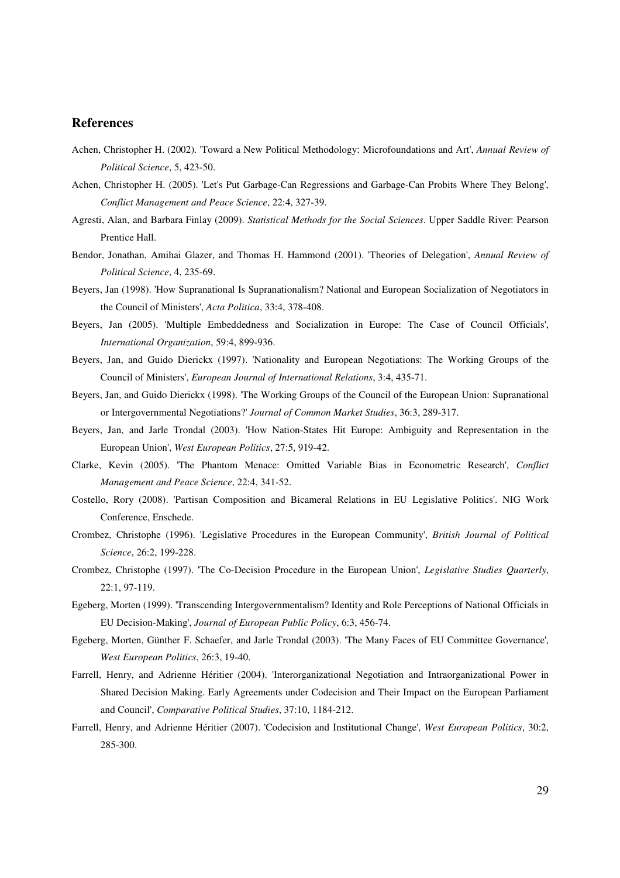## References

Achen, Christopher H. (2002). 'Toward a New Political Methodology: Microfoundations and Art', *Annual Review of Political Science*, 5, 423-50.

Achen, Christopher H. (2005). 'Let's Put Garbage-Can Regressions and Garbage-Can Probits Where They Belong', *Conflict Management and Peace Science*, 22:4, 327-39.

Agresti, Alan, and Barbara Finlay (2009). *Statistical Methods for the Social Sciences*. Upper Saddle River: Pearson Prentice Hall.

Bendor, Jonathan, Amihai Glazer, and Thomas H. Hammond (2001). 'Theories of Delegation', *Annual Review of Political Science*, 4, 235-69.

Beyers, Jan (1998). 'How Supranational Is Supranationalism? National and European Socialization of Negotiators in the Council of Ministers', *Acta Politica*, 33:4, 378-408.

Beyers, Jan (2005). 'Multiple Embeddedness and Socialization in Europe: The Case of Council Officials', *International Organization*, 59:4, 899-936.

Beyers, Jan, and Guido Dierickx (1997). 'Nationality and European Negotiations: The Working Groups of the Council of Ministers', *European Journal of International Relations*, 3:4, 435-71.

Beyers, Jan, and Guido Dierickx (1998). 'The Working Groups of the Council of the European Union: Supranational or Intergovernmental Negotiations?' *Journal of Common Market Studies*, 36:3, 289-317.

Beyers, Jan, and Jarle Trondal (2003). 'How Nation-States Hit Europe: Ambiguity and Representation in the European Union', *West European Politics*, 27:5, 919-42.

Clarke, Kevin (2005). 'The Phantom Menace: Omitted Variable Bias in Econometric Research', *Conflict Management and Peace Science*, 22:4, 341-52.

Costello, Rory (2008). 'Partisan Composition and Bicameral Relations in EU Legislative Politics'. NIG Work Conference, Enschede.

Crombez, Christophe (1996). 'Legislative Procedures in the European Community', *British Journal of Political Science*, 26:2, 199-228.

Crombez, Christophe (1997). 'The Co-Decision Procedure in the European Union', *Legislative Studies Quarterly*, 22:1, 97-119.

Egeberg, Morten (1999). 'Transcending Intergovernmentalism? Identity and Role Perceptions of National Officials in EU Decision-Making', *Journal of European Public Policy*, 6:3, 456-74.

Egeberg, Morten, Günther F. Schaefer, and Jarle Trondal (2003). 'The Many Faces of EU Committee Governance', *West European Politics*, 26:3, 19-40.

Farrell, Henry, and Adrienne Héritier (2004). 'Interorganizational Negotiation and Intraorganizational Power in Shared Decision Making. Early Agreements under Codecision and Their Impact on the European Parliament and Council', *Comparative Political Studies*, 37:10, 1184-212.

Farrell, Henry, and Adrienne Héritier (2007). 'Codecision and Institutional Change', *West European Politics*, 30:2, 285-300.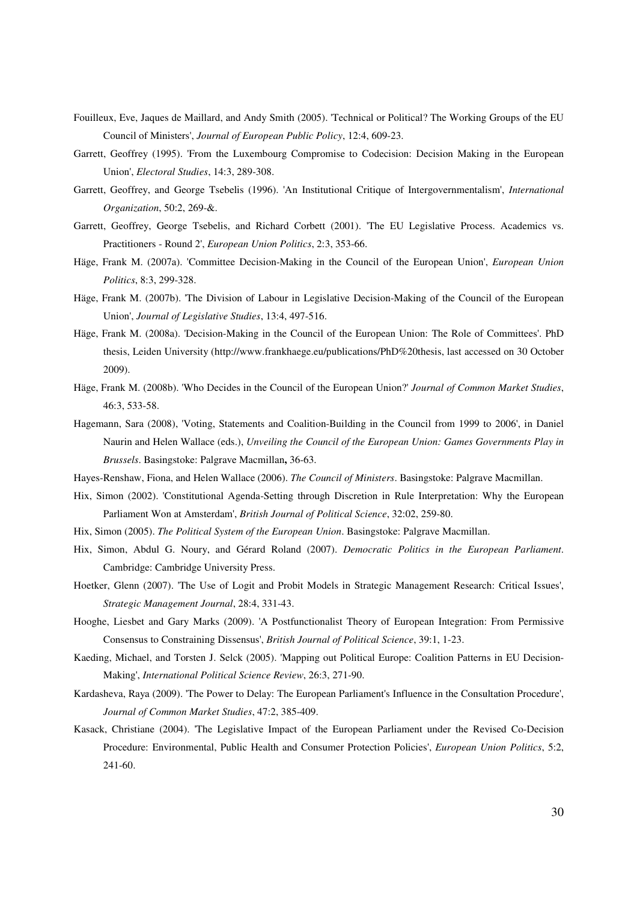Fouilleux, Eve, Jaques de Maillard, and Andy Smith (2005). 'Technical or Political? The Working Groups of the EU Council of Ministers', *Journal of European Public Policy*, 12:4, 609-23.

Garrett, Geoffrey (1995). 'From the Luxembourg Compromise to Codecision: Decision Making in the European Union', *Electoral Studies*, 14:3, 289-308.

Garrett, Geoffrey, and George Tsebelis (1996). 'An Institutional Critique of Intergovernmentalism', *International Organization*, 50:2, 269-&.

Garrett, Geoffrey, George Tsebelis, and Richard Corbett (2001). 'The EU Legislative Process. Academics vs. Practitioners - Round 2', *European Union Politics*, 2:3, 353-66.

Häge, Frank M. (2007a). 'Committee Decision-Making in the Council of the European Union', *European Union Politics*, 8:3, 299-328.

Häge, Frank M. (2007b). 'The Division of Labour in Legislative Decision-Making of the Council of the European Union', *Journal of Legislative Studies*, 13:4, 497-516.

Häge, Frank M. (2008a). 'Decision-Making in the Council of the European Union: The Role of Committees'. PhD thesis, Leiden University (http://www.frankhaege.eu/publications/PhD%20thesis, last accessed on 30 October 2009).

Häge, Frank M. (2008b). 'Who Decides in the Council of the European Union?' *Journal of Common Market Studies*, 46:3, 533-58.

Hagemann, Sara (2008), 'Voting, Statements and Coalition-Building in the Council from 1999 to 2006', in Daniel Naurin and Helen Wallace (eds.), *Unveiling the Council of the European Union: Games Governments Play in Brussels*. Basingstoke: Palgrave Macmillan**,** 36-63.

Hayes-Renshaw, Fiona, and Helen Wallace (2006). *The Council of Ministers*. Basingstoke: Palgrave Macmillan.

Hix, Simon (2002). 'Constitutional Agenda-Setting through Discretion in Rule Interpretation: Why the European Parliament Won at Amsterdam', *British Journal of Political Science*, 32:02, 259-80.

Hix, Simon (2005). *The Political System of the European Union*. Basingstoke: Palgrave Macmillan.

Hix, Simon, Abdul G. Noury, and Gérard Roland (2007). *Democratic Politics in the European Parliament*. Cambridge: Cambridge University Press.

Hoetker, Glenn (2007). 'The Use of Logit and Probit Models in Strategic Management Research: Critical Issues', *Strategic Management Journal*, 28:4, 331-43.

Hooghe, Liesbet and Gary Marks (2009). 'A Postfunctionalist Theory of European Integration: From Permissive Consensus to Constraining Dissensus', *British Journal of Political Science*, 39:1, 1-23.

Kaeding, Michael, and Torsten J. Selck (2005). 'Mapping out Political Europe: Coalition Patterns in EU Decision-Making', *International Political Science Review*, 26:3, 271-90.

Kardasheva, Raya (2009). 'The Power to Delay: The European Parliament's Influence in the Consultation Procedure', *Journal of Common Market Studies*, 47:2, 385-409.

Kasack, Christiane (2004). 'The Legislative Impact of the European Parliament under the Revised Co-Decision Procedure: Environmental, Public Health and Consumer Protection Policies', *European Union Politics*, 5:2, 241-60.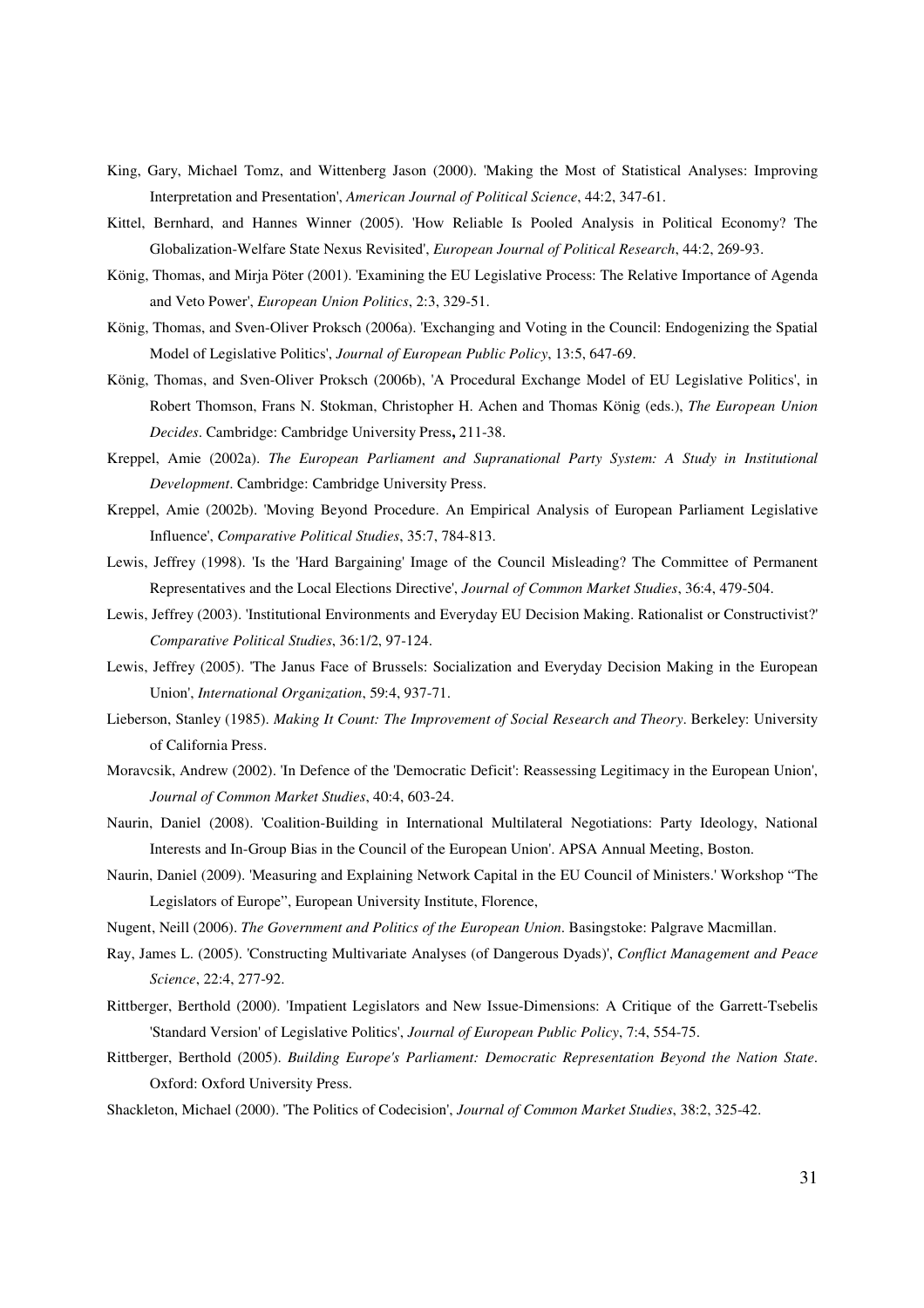King, Gary, Michael Tomz, and Wittenberg Jason (2000). 'Making the Most of Statistical Analyses: Improving Interpretation and Presentation', *American Journal of Political Science*, 44:2, 347-61.

Kittel, Bernhard, and Hannes Winner (2005). 'How Reliable Is Pooled Analysis in Political Economy? The Globalization-Welfare State Nexus Revisited', *European Journal of Political Research*, 44:2, 269-93.

König, Thomas, and Mirja Pöter (2001). 'Examining the EU Legislative Process: The Relative Importance of Agenda and Veto Power', *European Union Politics*, 2:3, 329-51.

König, Thomas, and Sven-Oliver Proksch (2006a). 'Exchanging and Voting in the Council: Endogenizing the Spatial Model of Legislative Politics', *Journal of European Public Policy*, 13:5, 647-69.

König, Thomas, and Sven-Oliver Proksch (2006b), 'A Procedural Exchange Model of EU Legislative Politics', in Robert Thomson, Frans N. Stokman, Christopher H. Achen and Thomas König (eds.), *The European Union Decides*. Cambridge: Cambridge University Press**,** 211-38.

Kreppel, Amie (2002a). *The European Parliament and Supranational Party System: A Study in Institutional Development*. Cambridge: Cambridge University Press.

Kreppel, Amie (2002b). 'Moving Beyond Procedure. An Empirical Analysis of European Parliament Legislative Influence', *Comparative Political Studies*, 35:7, 784-813.

Lewis, Jeffrey (1998). 'Is the 'Hard Bargaining' Image of the Council Misleading? The Committee of Permanent Representatives and the Local Elections Directive', *Journal of Common Market Studies*, 36:4, 479-504.

Lewis, Jeffrey (2003). 'Institutional Environments and Everyday EU Decision Making. Rationalist or Constructivist?' *Comparative Political Studies*, 36:1/2, 97-124.

Lewis, Jeffrey (2005). 'The Janus Face of Brussels: Socialization and Everyday Decision Making in the European Union', *International Organization*, 59:4, 937-71.

Lieberson, Stanley (1985). *Making It Count: The Improvement of Social Research and Theory*. Berkeley: University of California Press.

Moravcsik, Andrew (2002). 'In Defence of the 'Democratic Deficit': Reassessing Legitimacy in the European Union', *Journal of Common Market Studies*, 40:4, 603-24.

Naurin, Daniel (2008). 'Coalition-Building in International Multilateral Negotiations: Party Ideology, National Interests and In-Group Bias in the Council of the European Union'. APSA Annual Meeting, Boston.

Naurin, Daniel (2009). 'Measuring and Explaining Network Capital in the EU Council of Ministers.' Workshop "The Legislators of Europe", European University Institute, Florence,

Nugent, Neill (2006). *The Government and Politics of the European Union*. Basingstoke: Palgrave Macmillan.

Ray, James L. (2005). 'Constructing Multivariate Analyses (of Dangerous Dyads)', *Conflict Management and Peace Science*, 22:4, 277-92.

Rittberger, Berthold (2000). 'Impatient Legislators and New Issue-Dimensions: A Critique of the Garrett-Tsebelis 'Standard Version' of Legislative Politics', *Journal of European Public Policy*, 7:4, 554-75.

Rittberger, Berthold (2005). *Building Europe's Parliament: Democratic Representation Beyond the Nation State*. Oxford: Oxford University Press.

Shackleton, Michael (2000). 'The Politics of Codecision', *Journal of Common Market Studies*, 38:2, 325-42.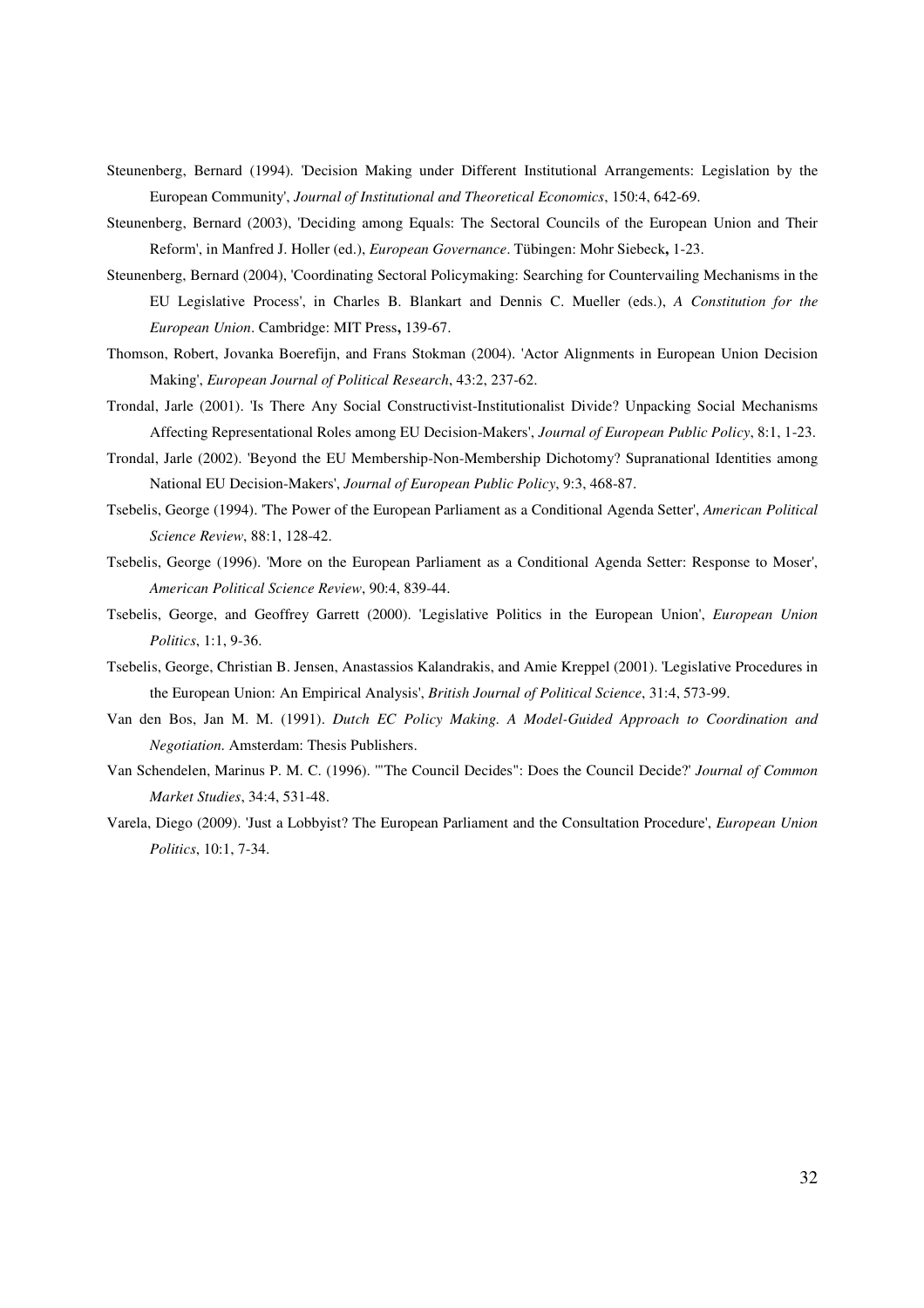Steunenberg, Bernard (1994). 'Decision Making under Different Institutional Arrangements: Legislation by the European Community', *Journal of Institutional and Theoretical Economics*, 150:4, 642-69.

Steunenberg, Bernard (2003), 'Deciding among Equals: The Sectoral Councils of the European Union and Their Reform', in Manfred J. Holler (ed.), *European Governance*. Tübingen: Mohr Siebeck**,** 1-23.

Steunenberg, Bernard (2004), 'Coordinating Sectoral Policymaking: Searching for Countervailing Mechanisms in the EU Legislative Process', in Charles B. Blankart and Dennis C. Mueller (eds.), *A Constitution for the European Union*. Cambridge: MIT Press**,** 139-67.

Thomson, Robert, Jovanka Boerefijn, and Frans Stokman (2004). 'Actor Alignments in European Union Decision Making', *European Journal of Political Research*, 43:2, 237-62.

Trondal, Jarle (2001). 'Is There Any Social Constructivist-Institutionalist Divide? Unpacking Social Mechanisms Affecting Representational Roles among EU Decision-Makers', *Journal of European Public Policy*, 8:1, 1-23.

Trondal, Jarle (2002). 'Beyond the EU Membership-Non-Membership Dichotomy? Supranational Identities among National EU Decision-Makers', *Journal of European Public Policy*, 9:3, 468-87.

Tsebelis, George (1994). 'The Power of the European Parliament as a Conditional Agenda Setter', *American Political Science Review*, 88:1, 128-42.

Tsebelis, George (1996). 'More on the European Parliament as a Conditional Agenda Setter: Response to Moser', *American Political Science Review*, 90:4, 839-44.

Tsebelis, George, and Geoffrey Garrett (2000). 'Legislative Politics in the European Union', *European Union Politics*, 1:1, 9-36.

Tsebelis, George, Christian B. Jensen, Anastassios Kalandrakis, and Amie Kreppel (2001). 'Legislative Procedures in the European Union: An Empirical Analysis', *British Journal of Political Science*, 31:4, 573-99.

Van den Bos, Jan M. M. (1991). *Dutch EC Policy Making. A Model-Guided Approach to Coordination and Negotiation*. Amsterdam: Thesis Publishers.

Van Schendelen, Marinus P. M. C. (1996). '"The Council Decides": Does the Council Decide?' *Journal of Common Market Studies*, 34:4, 531-48.

Varela, Diego (2009). 'Just a Lobbyist? The European Parliament and the Consultation Procedure', *European Union Politics*, 10:1, 7-34.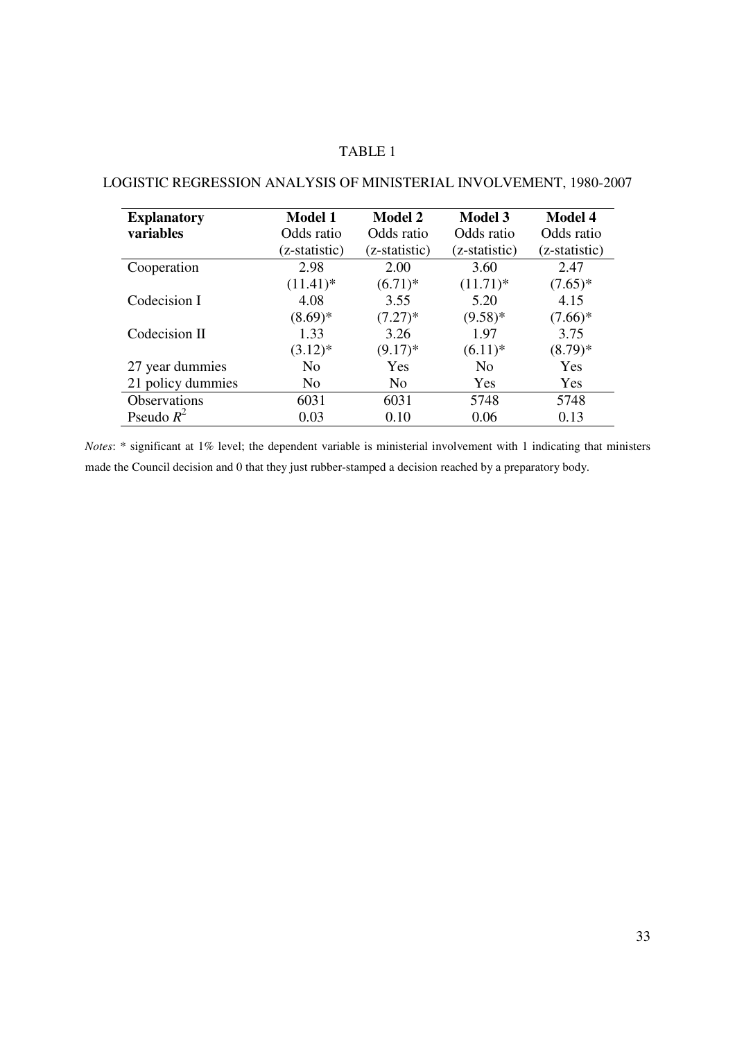TABLE 1

LOGISTIC REGRESSION ANALYSIS OF MINISTERIAL INVOLVEMENT, 1980-2007

| **Explanatory variables** | **Model 1** Odds ratio (z-statistic) | **Model 2** Odds ratio (z-statistic) | **Model 3** Odds ratio (z-statistic) | **Model 4** Odds ratio (z-statistic) |
|---|---|---|---|---|
| Cooperation | 2.98 | 2.00 | 3.60 | 2.47 |
| | (11.41)* | (6.71)* | (11.71)* | (7.65)* |
| Codecision I | 4.08 | 3.55 | 5.20 | 4.15 |
| | (8.69)* | (7.27)* | (9.58)* | (7.66)* |
| Codecision II | 1.33 | 3.26 | 1.97 | 3.75 |
| | (3.12)* | (9.17)* | (6.11)* | (8.79)* |
| 27 year dummies | No | Yes | No | Yes |
| 21 policy dummies | No | No | Yes | Yes |
| Observations | 6031 | 6031 | 5748 | 5748 |
| Pseudo $R^2$ | 0.03 | 0.10 | 0.06 | 0.13 |

*Notes*: * significant at 1% level; the dependent variable is ministerial involvement with 1 indicating that ministers made the Council decision and 0 that they just rubber-stamped a decision reached by a preparatory body.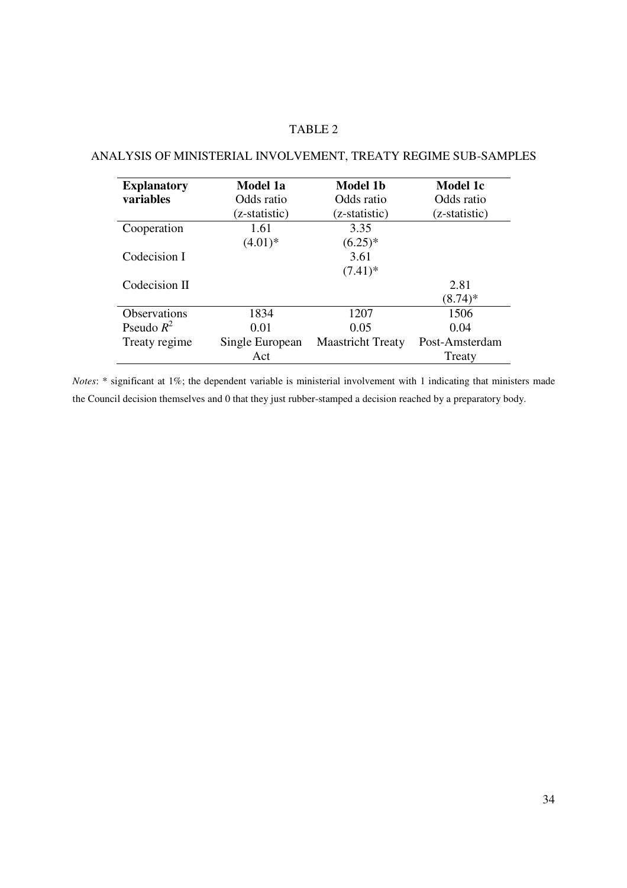TABLE 2

ANALYSIS OF MINISTERIAL INVOLVEMENT, TREATY REGIME SUB-SAMPLES

| **Explanatory variables** | **Model 1a** Odds ratio (z-statistic) | **Model 1b** Odds ratio (z-statistic) | **Model 1c** Odds ratio (z-statistic) |
|---|---|---|---|
| Cooperation | 1.61 | 3.35 | |
| | (4.01)* | (6.25)* | |
| Codecision I | | 3.61 | |
| | | (7.41)* | |
| Codecision II | | | 2.81 |
| | | | (8.74)* |
| Observations | 1834 | 1207 | 1506 |
| Pseudo $R^2$ | 0.01 | 0.05 | 0.04 |
| Treaty regime | Single European Act | Maastricht Treaty | Post-Amsterdam Treaty |

*Notes*: * significant at 1%; the dependent variable is ministerial involvement with 1 indicating that ministers made the Council decision themselves and 0 that they just rubber-stamped a decision reached by a preparatory body.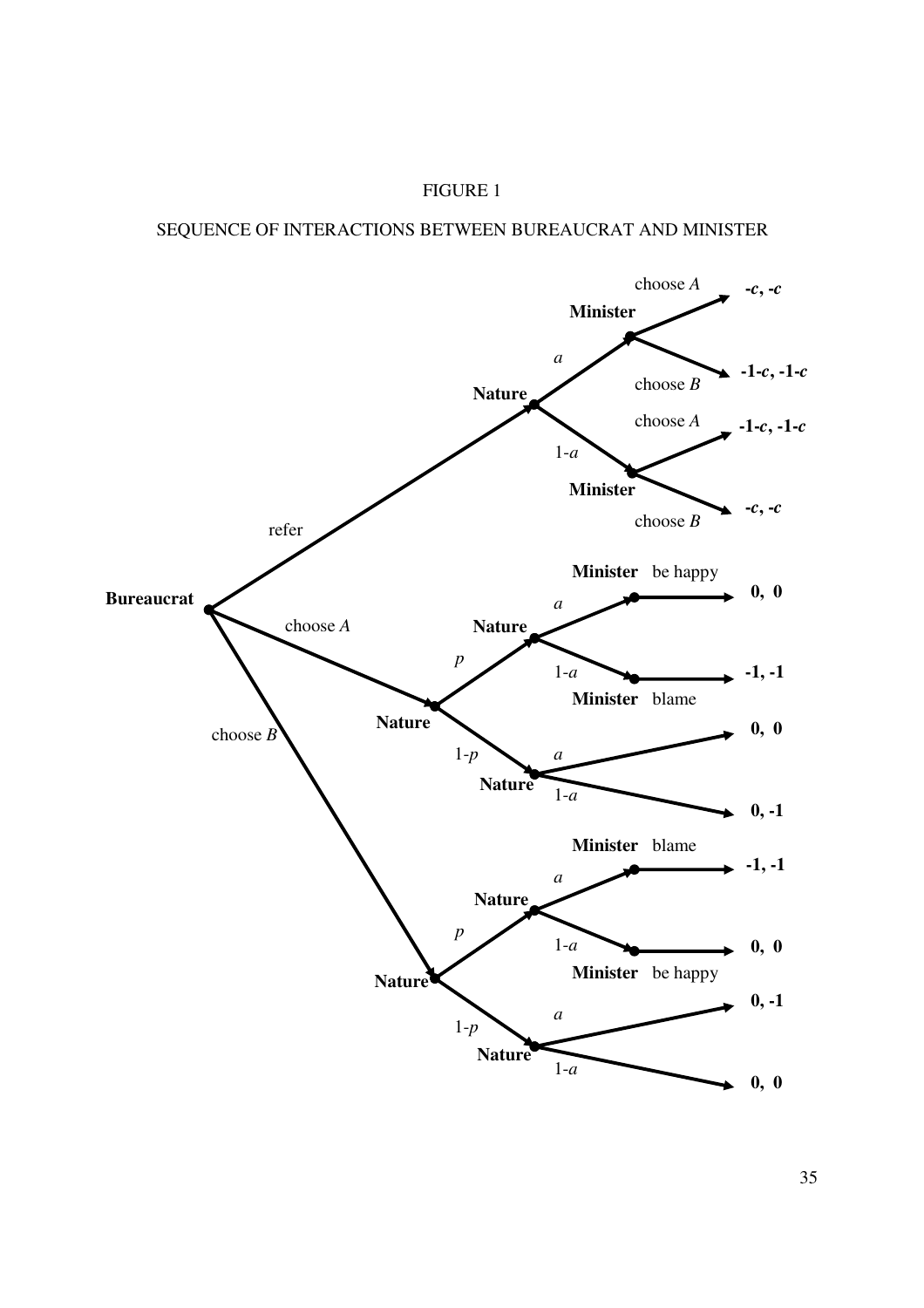FIGURE 1

SEQUENCE OF INTERACTIONS BETWEEN BUREAUCRAT AND MINISTER

**Bureaucrat**

- refer → **Nature**
  - $a$ → **Minister**
    - choose $A$ → **$-c$, $-c$**
    - choose $B$ → **$-1$-$c$, $-1$-$c$**
  - $1$-$a$ → **Minister**
    - choose $A$ → **$-1$-$c$, $-1$-$c$**
    - choose $B$ → **$-c$, $-c$**
- choose $A$ → **Nature**
  - $p$ → **Nature**
    - $a$ → **Minister** be happy → **0, 0**
    - $1$-$a$ → **Minister** blame → **-1, -1**
  - $1$-$p$ → **Nature**
    - $a$ → **0, 0**
    - $1$-$a$ → **0, -1**
- choose $B$ → **Nature**
  - $p$ → **Nature**
    - $a$ → **Minister** blame → **-1, -1**
    - $1$-$a$ → **Minister** be happy → **0, 0**
  - $1$-$p$ → **Nature**
    - $a$ → **0, -1**
    - $1$-$a$ → **0, 0**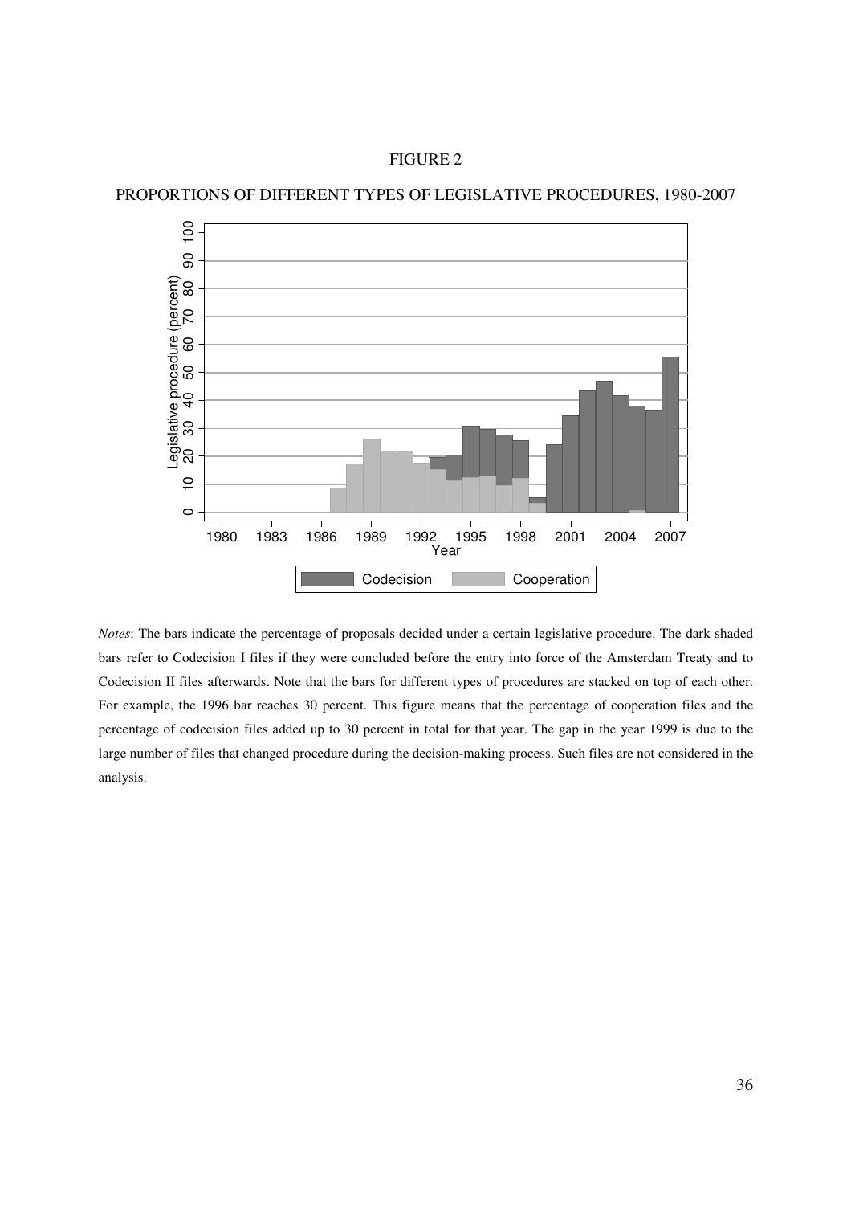FIGURE 2

PROPORTIONS OF DIFFERENT TYPES OF LEGISLATIVE PROCEDURES, 1980-2007

*Notes*: The bars indicate the percentage of proposals decided under a certain legislative procedure. The dark shaded bars refer to Codecision I files if they were concluded before the entry into force of the Amsterdam Treaty and to Codecision II files afterwards. Note that the bars for different types of procedures are stacked on top of each other. For example, the 1996 bar reaches 30 percent. This figure means that the percentage of cooperation files and the percentage of codecision files added up to 30 percent in total for that year. The gap in the year 1999 is due to the large number of files that changed procedure during the decision-making process. Such files are not considered in the analysis.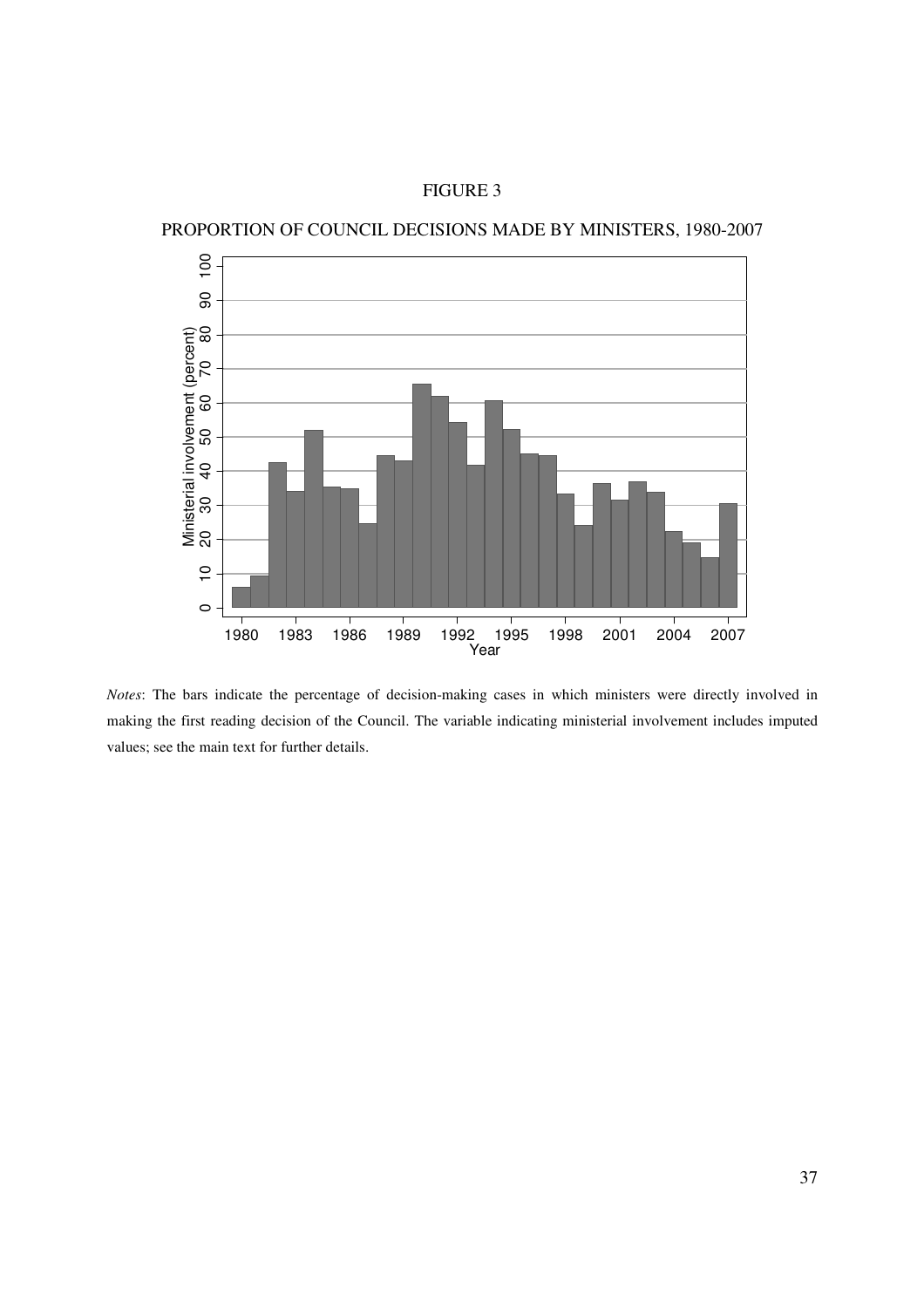FIGURE 3

PROPORTION OF COUNCIL DECISIONS MADE BY MINISTERS, 1980-2007

*Notes*: The bars indicate the percentage of decision-making cases in which ministers were directly involved in making the first reading decision of the Council. The variable indicating ministerial involvement includes imputed values; see the main text for further details.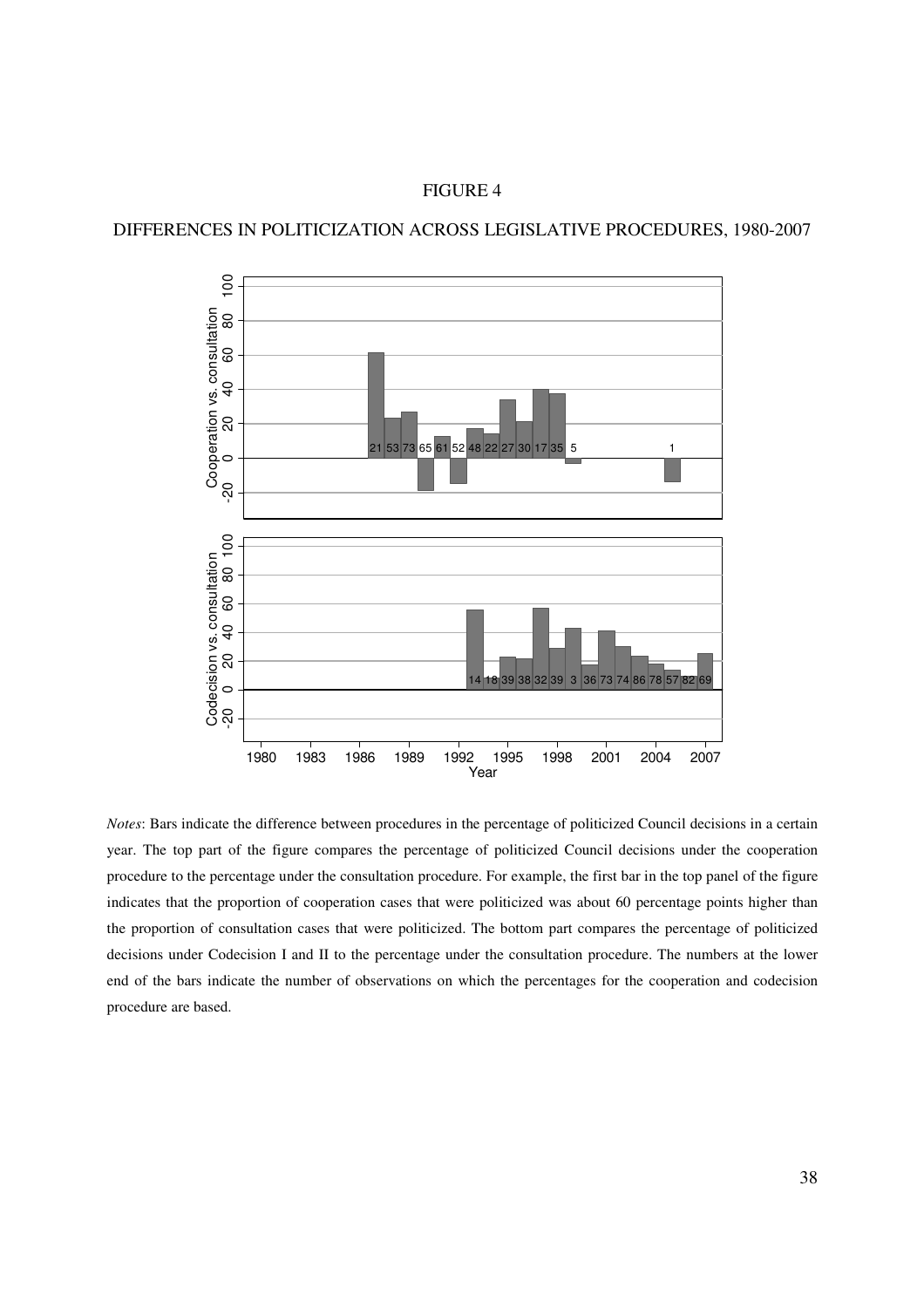FIGURE 4

DIFFERENCES IN POLITICIZATION ACROSS LEGISLATIVE PROCEDURES, 1980-2007

*Notes*: Bars indicate the difference between procedures in the percentage of politicized Council decisions in a certain year. The top part of the figure compares the percentage of politicized Council decisions under the cooperation procedure to the percentage under the consultation procedure. For example, the first bar in the top panel of the figure indicates that the proportion of cooperation cases that were politicized was about 60 percentage points higher than the proportion of consultation cases that were politicized. The bottom part compares the percentage of politicized decisions under Codecision I and II to the percentage under the consultation procedure. The numbers at the lower end of the bars indicate the number of observations on which the percentages for the cooperation and codecision procedure are based.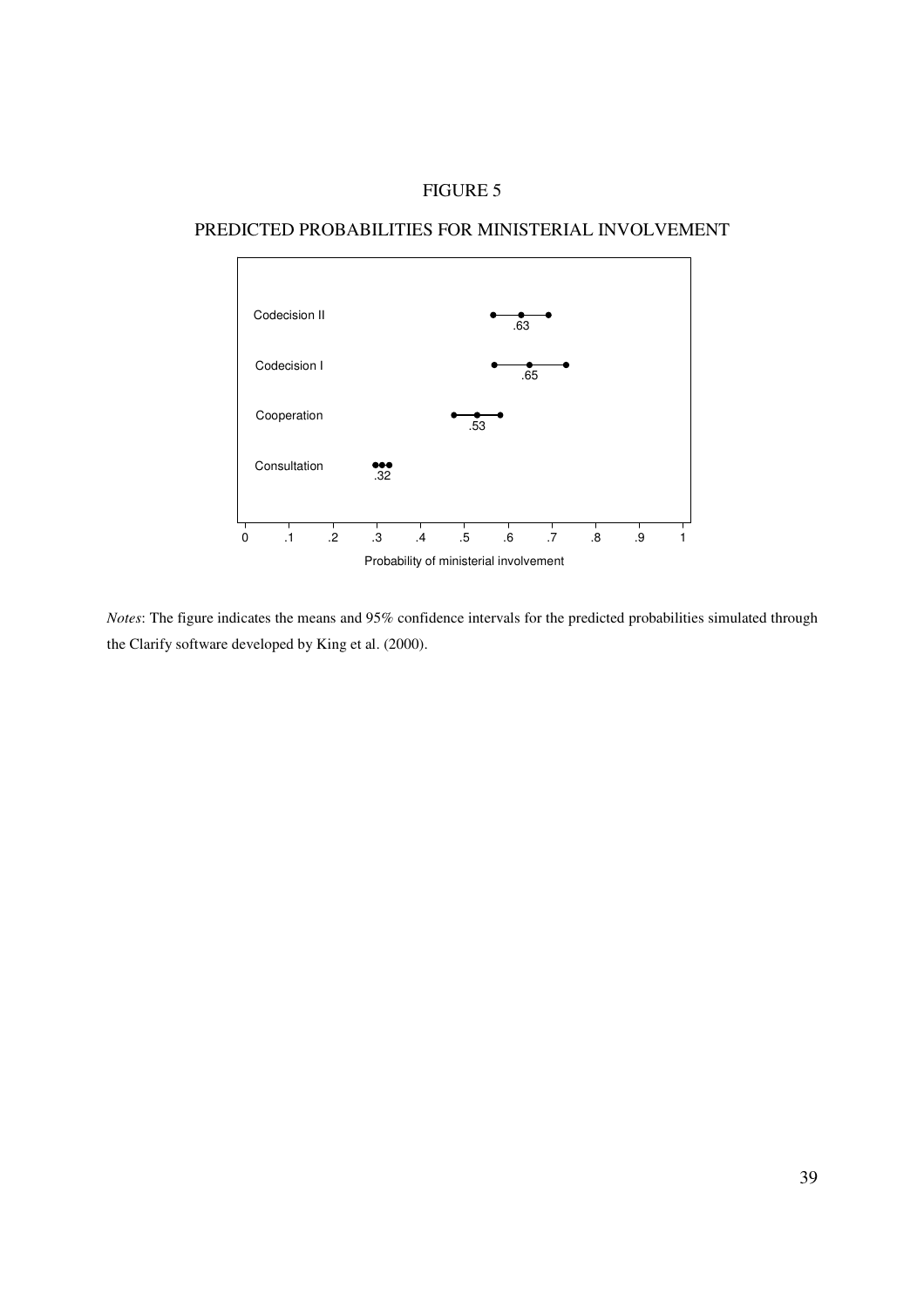FIGURE 5

PREDICTED PROBABILITIES FOR MINISTERIAL INVOLVEMENT

Codecision II

.63

Codecision I

.65

Cooperation

.53

Consultation

.32

0 .1 .2 .3 .4 .5 .6 .7 .8 .9 1

Probability of ministerial involvement

*Notes*: The figure indicates the means and 95% confidence intervals for the predicted probabilities simulated through the Clarify software developed by King et al. (2000).